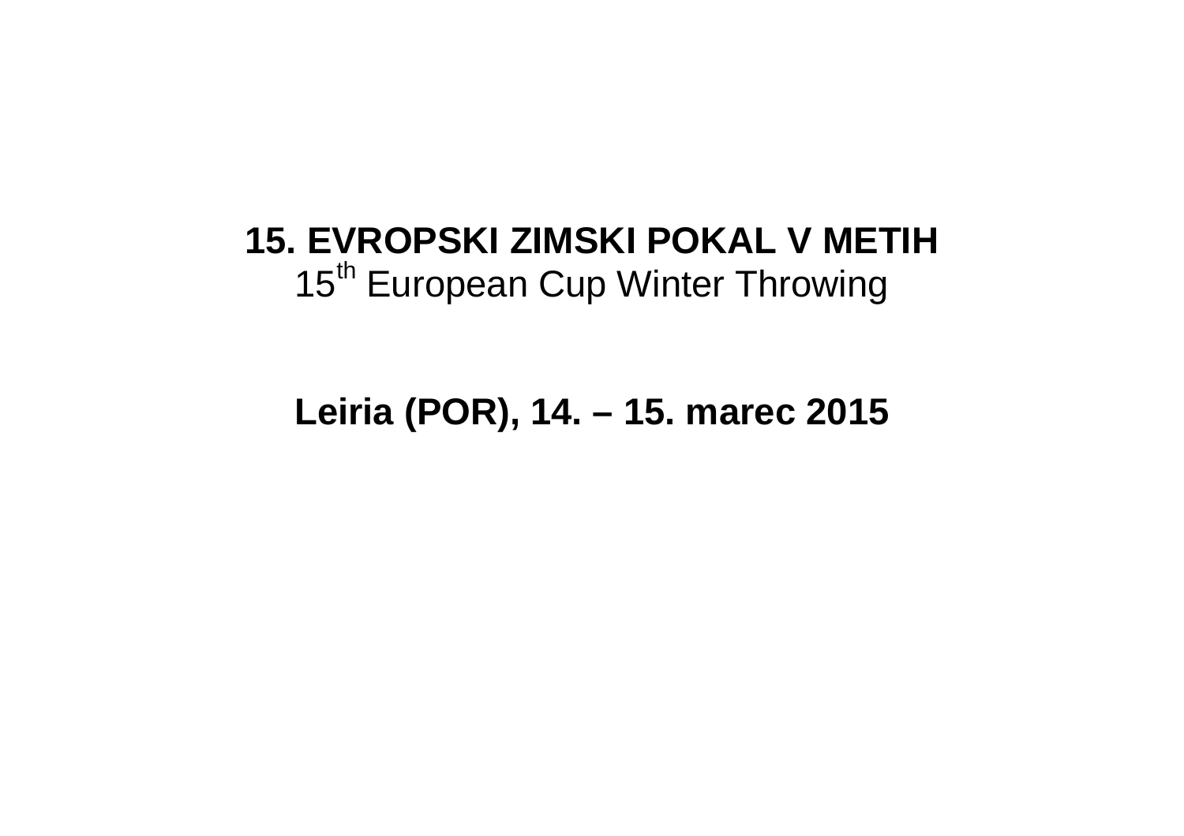# 15. EVROPSKI ZIMSKI POKAL V METIH

15th European Cup Winter Throwing

**Leiria (POR), 14. – 15. marec 2015**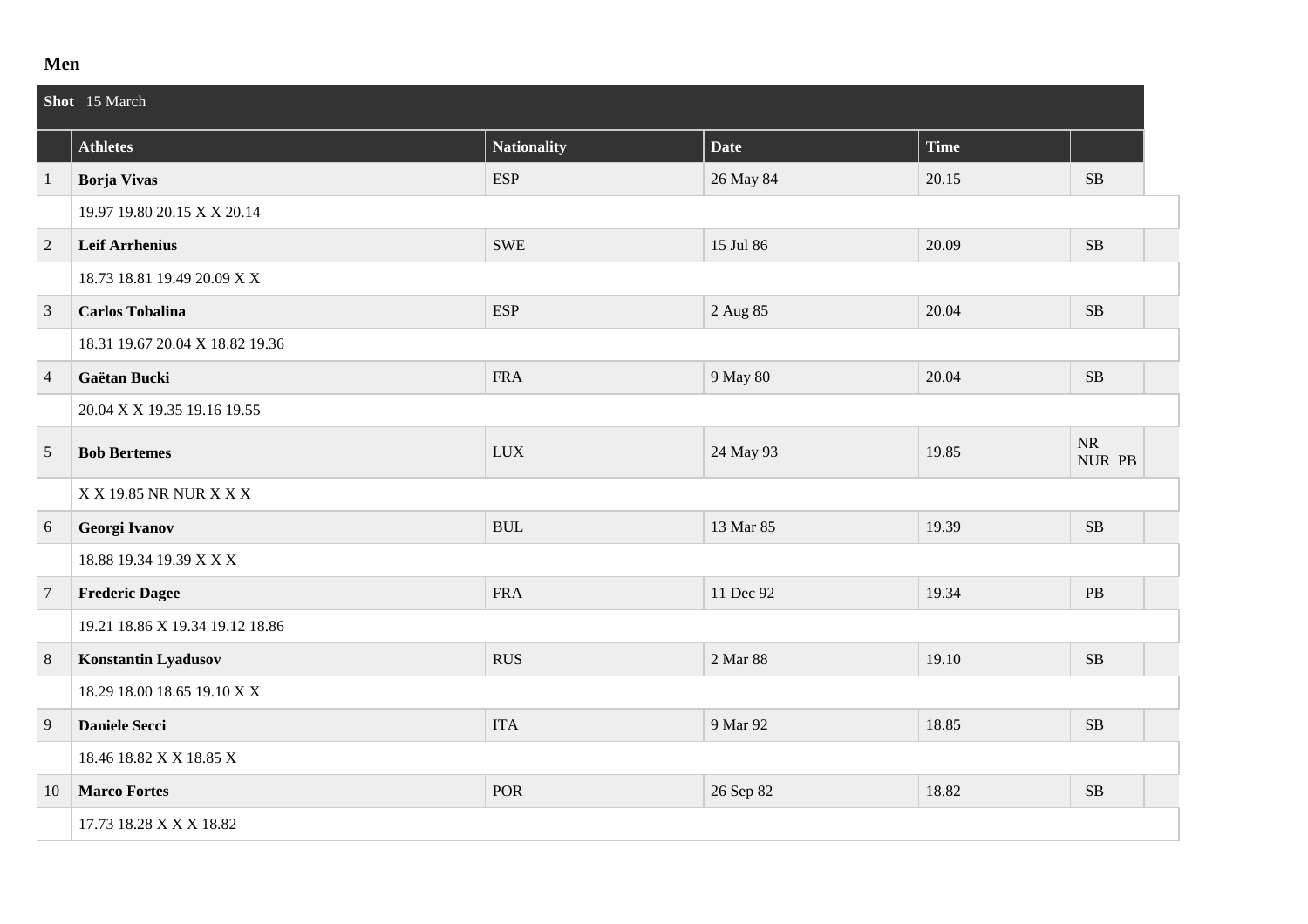## Men

| Shot 15 March | | | | | |
|---|---|---|---|---|---|
| | **Athletes** | **Nationality** | **Date** | **Time** | |
| 1 | **Borja Vivas** | ESP | 26 May 84 | 20.15 | SB |
| | 19.97 19.80 20.15 X X 20.14 | | | | |
| 2 | **Leif Arrhenius** | SWE | 15 Jul 86 | 20.09 | SB |
| | 18.73 18.81 19.49 20.09 X X | | | | |
| 3 | **Carlos Tobalina** | ESP | 2 Aug 85 | 20.04 | SB |
| | 18.31 19.67 20.04 X 18.82 19.36 | | | | |
| 4 | **Gaëtan Bucki** | FRA | 9 May 80 | 20.04 | SB |
| | 20.04 X X 19.35 19.16 19.55 | | | | |
| 5 | **Bob Bertemes** | LUX | 24 May 93 | 19.85 | NR NUR PB |
| | X X 19.85 NR NUR X X X | | | | |
| 6 | **Georgi Ivanov** | BUL | 13 Mar 85 | 19.39 | SB |
| | 18.88 19.34 19.39 X X X | | | | |
| 7 | **Frederic Dagee** | FRA | 11 Dec 92 | 19.34 | PB |
| | 19.21 18.86 X 19.34 19.12 18.86 | | | | |
| 8 | **Konstantin Lyadusov** | RUS | 2 Mar 88 | 19.10 | SB |
| | 18.29 18.00 18.65 19.10 X X | | | | |
| 9 | **Daniele Secci** | ITA | 9 Mar 92 | 18.85 | SB |
| | 18.46 18.82 X X 18.85 X | | | | |
| 10 | **Marco Fortes** | POR | 26 Sep 82 | 18.82 | SB |
| | 17.73 18.28 X X X 18.82 | | | | |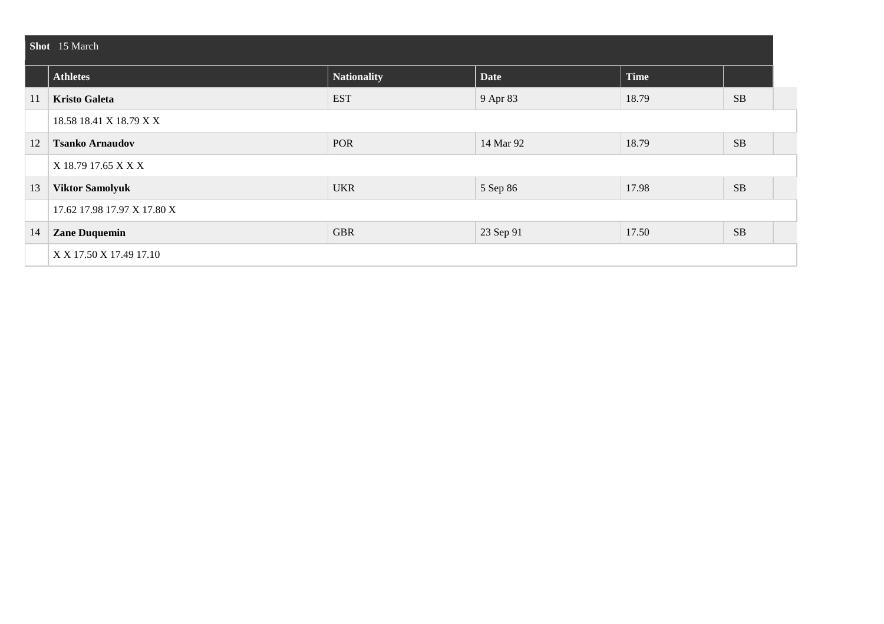**Shot** 15 March

| | Athletes | Nationality | Date | Time | |
|---|---|---|---|---|---|
| 11 | **Kristo Galeta** | EST | 9 Apr 83 | 18.79 | SB |
| | 18.58 18.41 X 18.79 X X | | | | |
| 12 | **Tsanko Arnaudov** | POR | 14 Mar 92 | 18.79 | SB |
| | X 18.79 17.65 X X X | | | | |
| 13 | **Viktor Samolyuk** | UKR | 5 Sep 86 | 17.98 | SB |
| | 17.62 17.98 17.97 X 17.80 X | | | | |
| 14 | **Zane Duquemin** | GBR | 23 Sep 91 | 17.50 | SB |
| | X X 17.50 X 17.49 17.10 | | | | |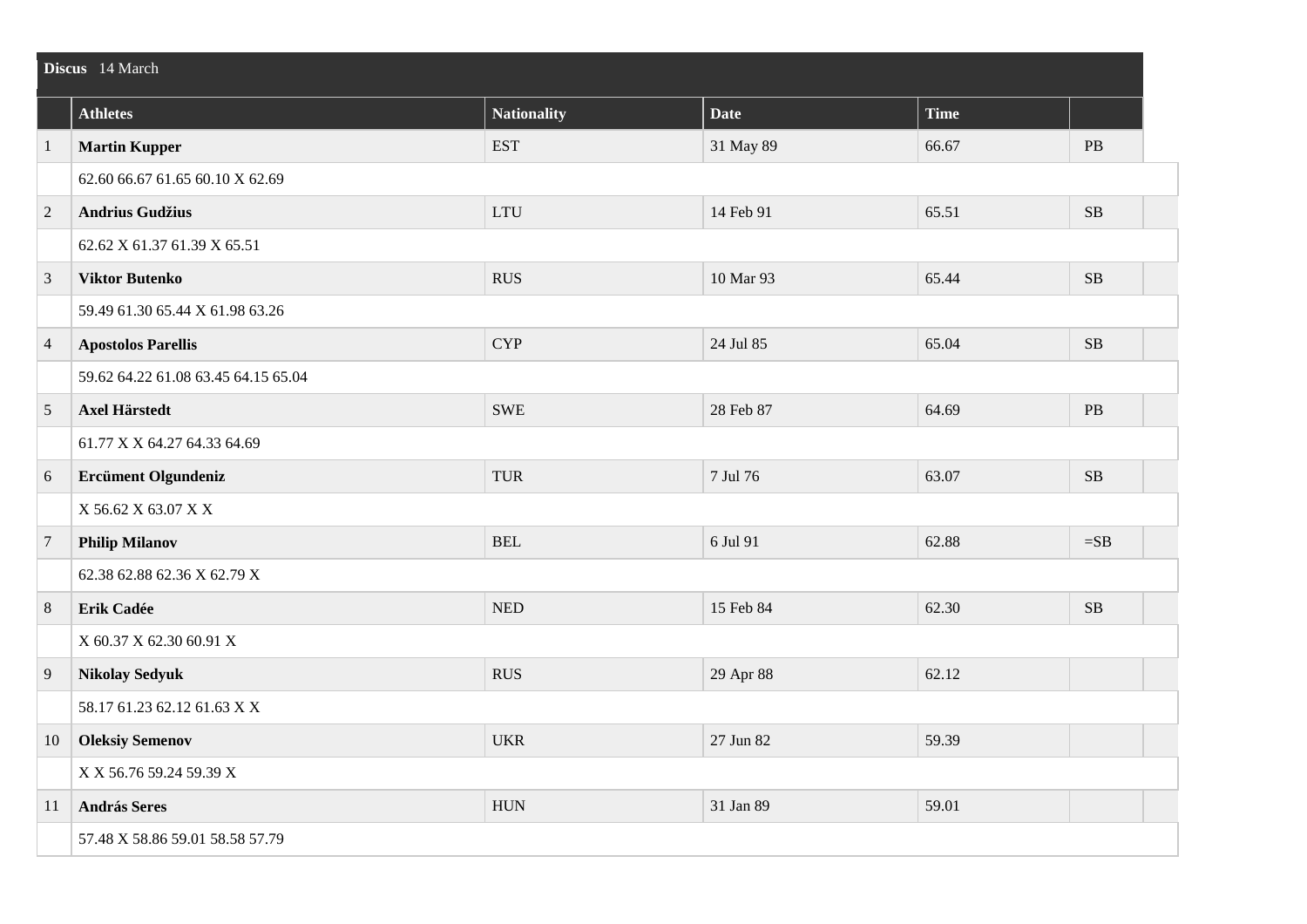| Discus 14 March | | | | | |
|---|---|---|---|---|---|
| | **Athletes** | **Nationality** | **Date** | **Time** | |
| 1 | **Martin Kupper** | EST | 31 May 89 | 66.67 | PB |
| | 62.60 66.67 61.65 60.10 X 62.69 | | | | |
| 2 | **Andrius Gudžius** | LTU | 14 Feb 91 | 65.51 | SB |
| | 62.62 X 61.37 61.39 X 65.51 | | | | |
| 3 | **Viktor Butenko** | RUS | 10 Mar 93 | 65.44 | SB |
| | 59.49 61.30 65.44 X 61.98 63.26 | | | | |
| 4 | **Apostolos Parellis** | CYP | 24 Jul 85 | 65.04 | SB |
| | 59.62 64.22 61.08 63.45 64.15 65.04 | | | | |
| 5 | **Axel Härstedt** | SWE | 28 Feb 87 | 64.69 | PB |
| | 61.77 X X 64.27 64.33 64.69 | | | | |
| 6 | **Ercüment Olgundeniz** | TUR | 7 Jul 76 | 63.07 | SB |
| | X 56.62 X 63.07 X X | | | | |
| 7 | **Philip Milanov** | BEL | 6 Jul 91 | 62.88 | =SB |
| | 62.38 62.88 62.36 X 62.79 X | | | | |
| 8 | **Erik Cadée** | NED | 15 Feb 84 | 62.30 | SB |
| | X 60.37 X 62.30 60.91 X | | | | |
| 9 | **Nikolay Sedyuk** | RUS | 29 Apr 88 | 62.12 | |
| | 58.17 61.23 62.12 61.63 X X | | | | |
| 10 | **Oleksiy Semenov** | UKR | 27 Jun 82 | 59.39 | |
| | X X 56.76 59.24 59.39 X | | | | |
| 11 | **András Seres** | HUN | 31 Jan 89 | 59.01 | |
| | 57.48 X 58.86 59.01 58.58 57.79 | | | | |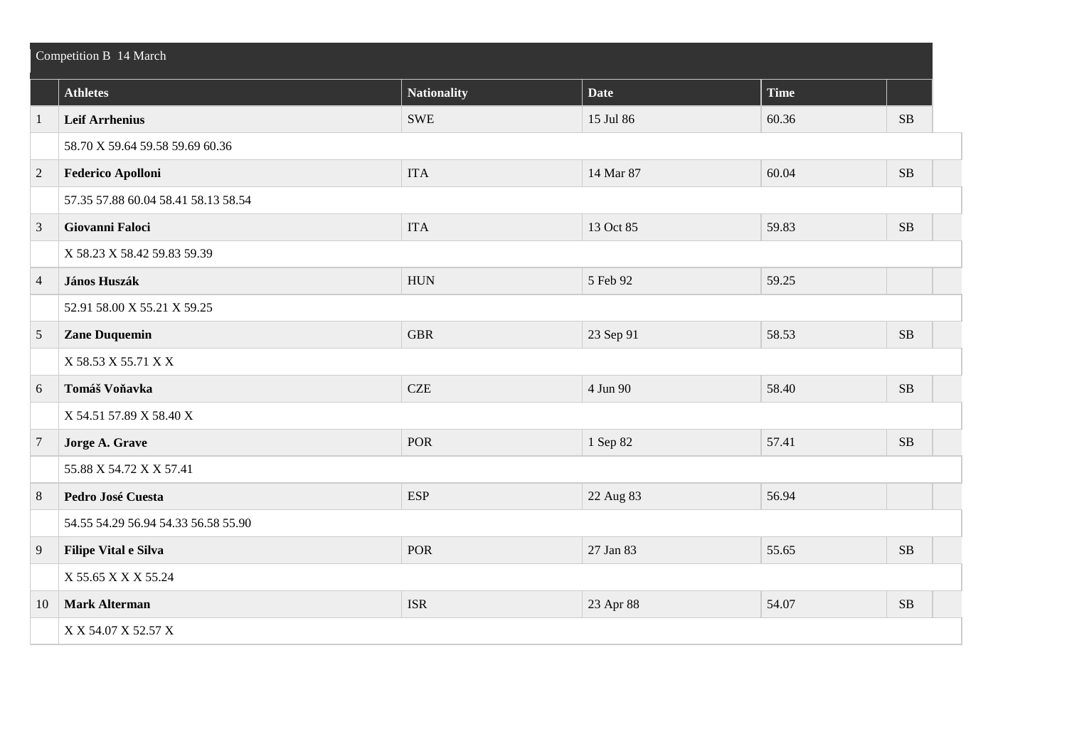| Competition B 14 March | | | | | |
|---|---|---|---|---|---|
| | **Athletes** | **Nationality** | **Date** | **Time** | |
| 1 | **Leif Arrhenius** | SWE | 15 Jul 86 | 60.36 | SB |
| | 58.70 X 59.64 59.58 59.69 60.36 | | | | |
| 2 | **Federico Apolloni** | ITA | 14 Mar 87 | 60.04 | SB |
| | 57.35 57.88 60.04 58.41 58.13 58.54 | | | | |
| 3 | **Giovanni Faloci** | ITA | 13 Oct 85 | 59.83 | SB |
| | X 58.23 X 58.42 59.83 59.39 | | | | |
| 4 | **János Huszák** | HUN | 5 Feb 92 | 59.25 | |
| | 52.91 58.00 X 55.21 X 59.25 | | | | |
| 5 | **Zane Duquemin** | GBR | 23 Sep 91 | 58.53 | SB |
| | X 58.53 X 55.71 X X | | | | |
| 6 | **Tomáš Voňavka** | CZE | 4 Jun 90 | 58.40 | SB |
| | X 54.51 57.89 X 58.40 X | | | | |
| 7 | **Jorge A. Grave** | POR | 1 Sep 82 | 57.41 | SB |
| | 55.88 X 54.72 X X 57.41 | | | | |
| 8 | **Pedro José Cuesta** | ESP | 22 Aug 83 | 56.94 | |
| | 54.55 54.29 56.94 54.33 56.58 55.90 | | | | |
| 9 | **Filipe Vital e Silva** | POR | 27 Jan 83 | 55.65 | SB |
| | X 55.65 X X X 55.24 | | | | |
| 10 | **Mark Alterman** | ISR | 23 Apr 88 | 54.07 | SB |
| | X X 54.07 X 52.57 X | | | | |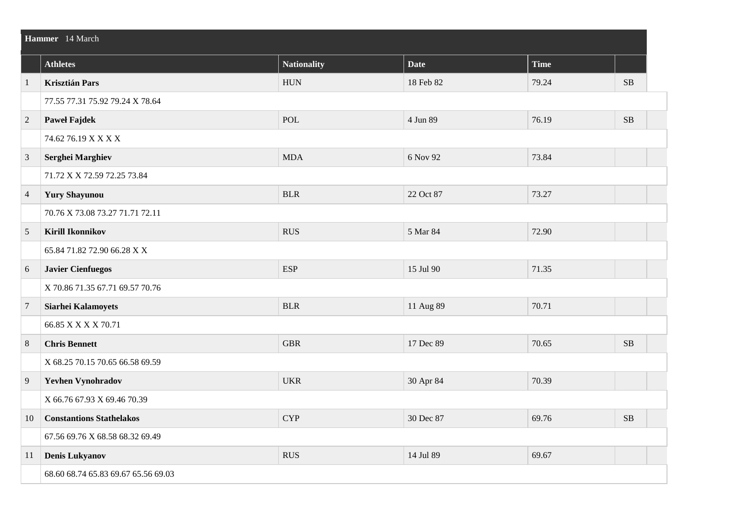**Hammer** 14 March

| | Athletes | Nationality | Date | Time | |
|---|---|---|---|---|---|
| 1 | **Krisztián Pars** | HUN | 18 Feb 82 | 79.24 | SB |
| | 77.55 77.31 75.92 79.24 X 78.64 | | | | |
| 2 | **Paweł Fajdek** | POL | 4 Jun 89 | 76.19 | SB |
| | 74.62 76.19 X X X X | | | | |
| 3 | **Serghei Marghiev** | MDA | 6 Nov 92 | 73.84 | |
| | 71.72 X X 72.59 72.25 73.84 | | | | |
| 4 | **Yury Shayunou** | BLR | 22 Oct 87 | 73.27 | |
| | 70.76 X 73.08 73.27 71.71 72.11 | | | | |
| 5 | **Kirill Ikonnikov** | RUS | 5 Mar 84 | 72.90 | |
| | 65.84 71.82 72.90 66.28 X X | | | | |
| 6 | **Javier Cienfuegos** | ESP | 15 Jul 90 | 71.35 | |
| | X 70.86 71.35 67.71 69.57 70.76 | | | | |
| 7 | **Siarhei Kalamoyets** | BLR | 11 Aug 89 | 70.71 | |
| | 66.85 X X X X 70.71 | | | | |
| 8 | **Chris Bennett** | GBR | 17 Dec 89 | 70.65 | SB |
| | X 68.25 70.15 70.65 66.58 69.59 | | | | |
| 9 | **Yevhen Vynohradov** | UKR | 30 Apr 84 | 70.39 | |
| | X 66.76 67.93 X 69.46 70.39 | | | | |
| 10 | **Constantions Stathelakos** | CYP | 30 Dec 87 | 69.76 | SB |
| | 67.56 69.76 X 68.58 68.32 69.49 | | | | |
| 11 | **Denis Lukyanov** | RUS | 14 Jul 89 | 69.67 | |
| | 68.60 68.74 65.83 69.67 65.56 69.03 | | | | |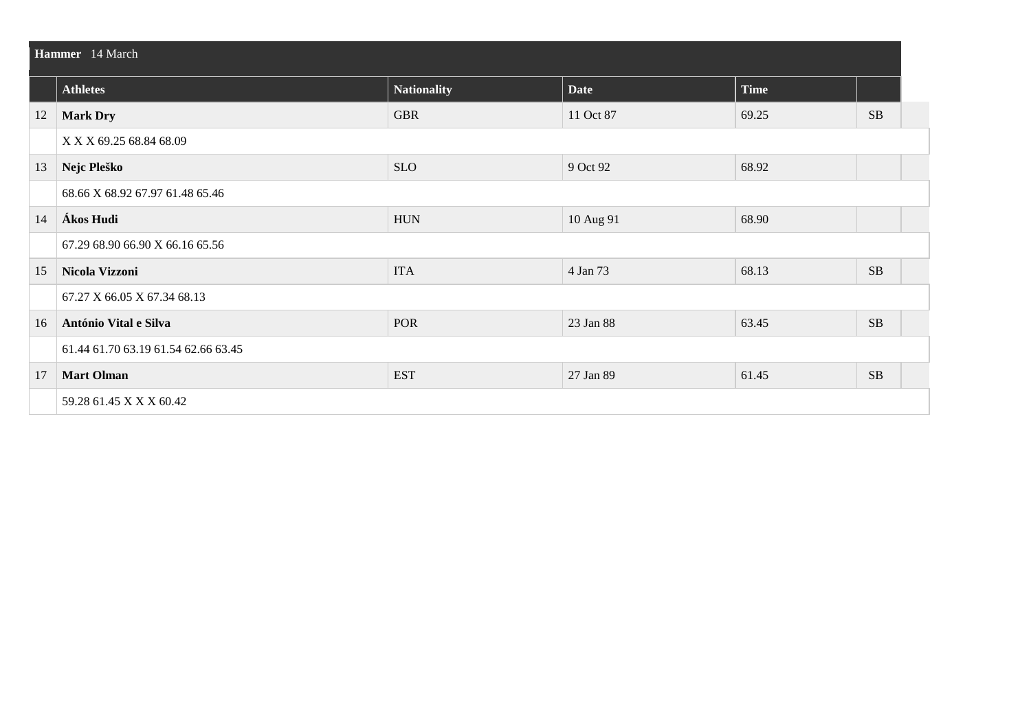| Hammer 14 March | | | | | |
|---|---|---|---|---|---|
| | **Athletes** | **Nationality** | **Date** | **Time** | |
| 12 | **Mark Dry** | GBR | 11 Oct 87 | 69.25 | SB |
| | X X X 69.25 68.84 68.09 | | | | |
| 13 | **Nejc Pleško** | SLO | 9 Oct 92 | 68.92 | |
| | 68.66 X 68.92 67.97 61.48 65.46 | | | | |
| 14 | **Ákos Hudi** | HUN | 10 Aug 91 | 68.90 | |
| | 67.29 68.90 66.90 X 66.16 65.56 | | | | |
| 15 | **Nicola Vizzoni** | ITA | 4 Jan 73 | 68.13 | SB |
| | 67.27 X 66.05 X 67.34 68.13 | | | | |
| 16 | **António Vital e Silva** | POR | 23 Jan 88 | 63.45 | SB |
| | 61.44 61.70 63.19 61.54 62.66 63.45 | | | | |
| 17 | **Mart Olman** | EST | 27 Jan 89 | 61.45 | SB |
| | 59.28 61.45 X X X 60.42 | | | | |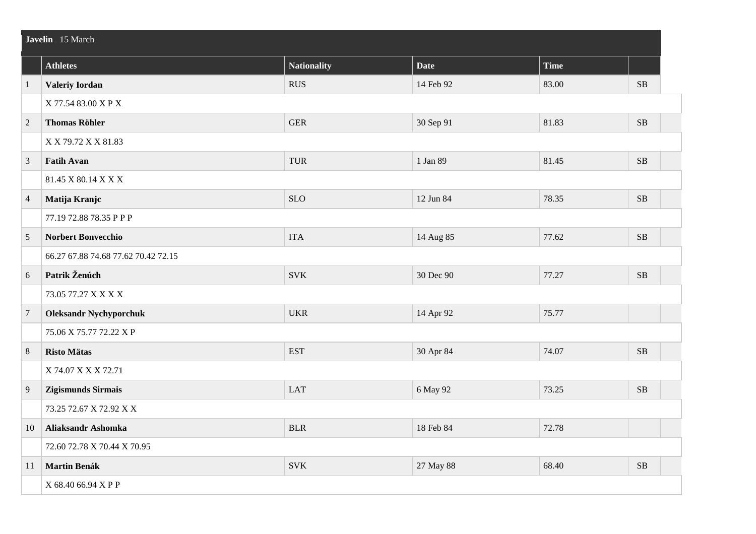**Javelin** 15 March

| | Athletes | Nationality | Date | Time | |
|---|---|---|---|---|---|
| 1 | **Valeriy Iordan** | RUS | 14 Feb 92 | 83.00 | SB |
| | X 77.54 83.00 X P X | | | | |
| 2 | **Thomas Röhler** | GER | 30 Sep 91 | 81.83 | SB |
| | X X 79.72 X X 81.83 | | | | |
| 3 | **Fatih Avan** | TUR | 1 Jan 89 | 81.45 | SB |
| | 81.45 X 80.14 X X X | | | | |
| 4 | **Matija Kranjc** | SLO | 12 Jun 84 | 78.35 | SB |
| | 77.19 72.88 78.35 P P P | | | | |
| 5 | **Norbert Bonvecchio** | ITA | 14 Aug 85 | 77.62 | SB |
| | 66.27 67.88 74.68 77.62 70.42 72.15 | | | | |
| 6 | **Patrik Ženúch** | SVK | 30 Dec 90 | 77.27 | SB |
| | 73.05 77.27 X X X X | | | | |
| 7 | **Oleksandr Nychyporchuk** | UKR | 14 Apr 92 | 75.77 | |
| | 75.06 X 75.77 72.22 X P | | | | |
| 8 | **Risto Mätas** | EST | 30 Apr 84 | 74.07 | SB |
| | X 74.07 X X X 72.71 | | | | |
| 9 | **Zigismunds Sirmais** | LAT | 6 May 92 | 73.25 | SB |
| | 73.25 72.67 X 72.92 X X | | | | |
| 10 | **Aliaksandr Ashomka** | BLR | 18 Feb 84 | 72.78 | |
| | 72.60 72.78 X 70.44 X 70.95 | | | | |
| 11 | **Martin Benák** | SVK | 27 May 88 | 68.40 | SB |
| | X 68.40 66.94 X P P | | | | |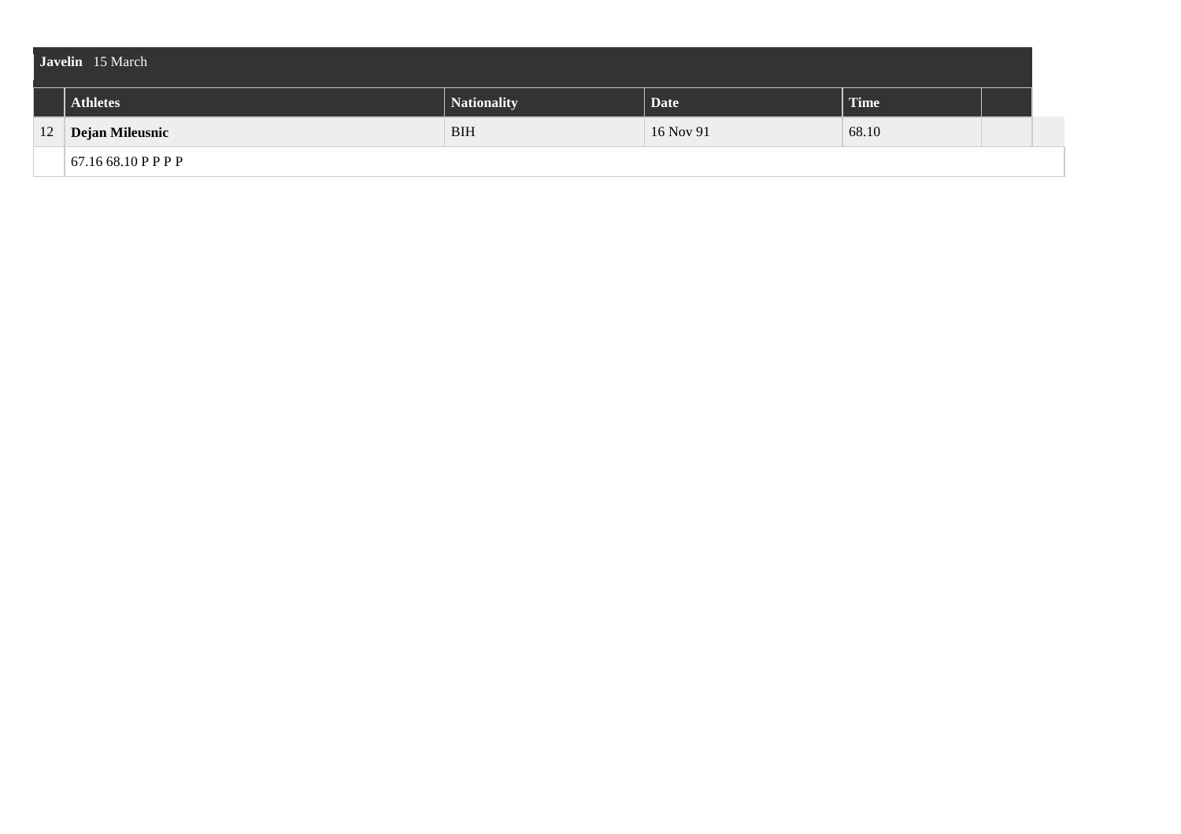| Javelin 15 March | | | | | |
|---|---|---|---|---|---|
| | **Athletes** | **Nationality** | **Date** | **Time** | |
| 12 | **Dejan Mileusnic** | BIH | 16 Nov 91 | 68.10 | |
| | 67.16 68.10 P P P P | | | | |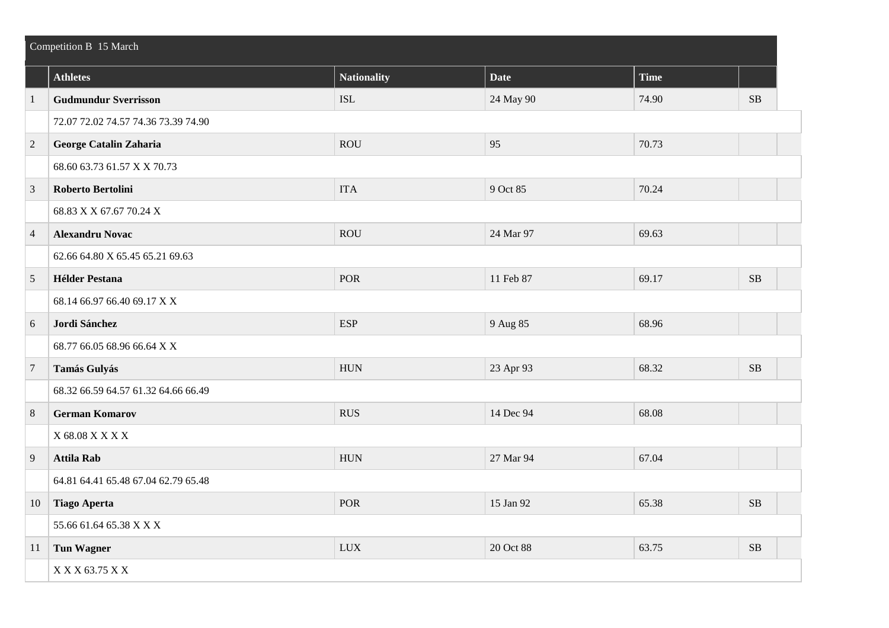| Competition B 15 March | | | | | |
|---|---|---|---|---|---|
| | **Athletes** | **Nationality** | **Date** | **Time** | |
| 1 | **Gudmundur Sverrisson** | ISL | 24 May 90 | 74.90 | SB |
| | 72.07 72.02 74.57 74.36 73.39 74.90 | | | | |
| 2 | **George Catalin Zaharia** | ROU | 95 | 70.73 | |
| | 68.60 63.73 61.57 X X 70.73 | | | | |
| 3 | **Roberto Bertolini** | ITA | 9 Oct 85 | 70.24 | |
| | 68.83 X X 67.67 70.24 X | | | | |
| 4 | **Alexandru Novac** | ROU | 24 Mar 97 | 69.63 | |
| | 62.66 64.80 X 65.45 65.21 69.63 | | | | |
| 5 | **Hélder Pestana** | POR | 11 Feb 87 | 69.17 | SB |
| | 68.14 66.97 66.40 69.17 X X | | | | |
| 6 | **Jordi Sánchez** | ESP | 9 Aug 85 | 68.96 | |
| | 68.77 66.05 68.96 66.64 X X | | | | |
| 7 | **Tamás Gulyás** | HUN | 23 Apr 93 | 68.32 | SB |
| | 68.32 66.59 64.57 61.32 64.66 66.49 | | | | |
| 8 | **German Komarov** | RUS | 14 Dec 94 | 68.08 | |
| | X 68.08 X X X X | | | | |
| 9 | **Attila Rab** | HUN | 27 Mar 94 | 67.04 | |
| | 64.81 64.41 65.48 67.04 62.79 65.48 | | | | |
| 10 | **Tiago Aperta** | POR | 15 Jan 92 | 65.38 | SB |
| | 55.66 61.64 65.38 X X X | | | | |
| 11 | **Tun Wagner** | LUX | 20 Oct 88 | 63.75 | SB |
| | X X X 63.75 X X | | | | |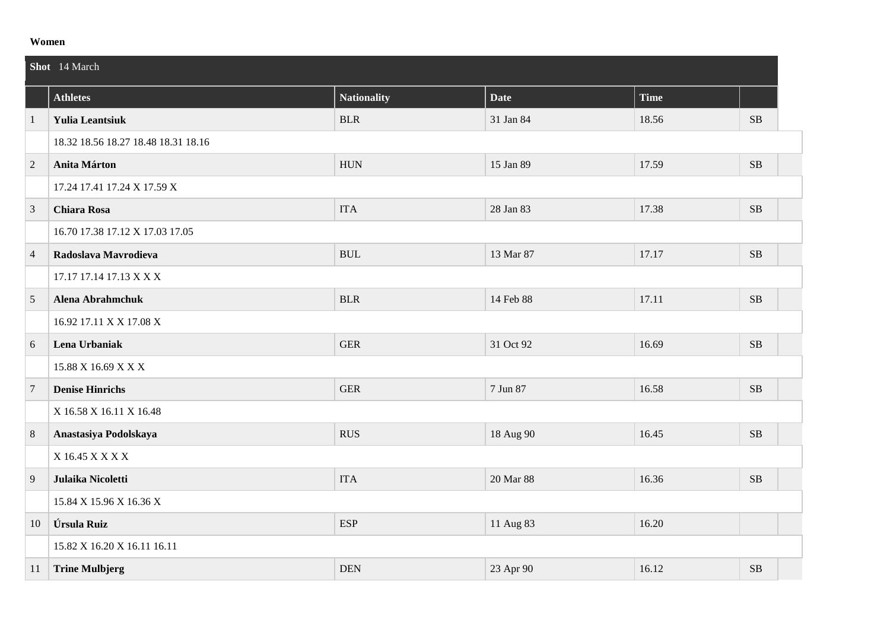**Women**

**Shot** 14 March

| | Athletes | Nationality | Date | Time | |
|---|---|---|---|---|---|
| 1 | **Yulia Leantsiuk** | BLR | 31 Jan 84 | 18.56 | SB |
| | 18.32 18.56 18.27 18.48 18.31 18.16 | | | | |
| 2 | **Anita Márton** | HUN | 15 Jan 89 | 17.59 | SB |
| | 17.24 17.41 17.24 X 17.59 X | | | | |
| 3 | **Chiara Rosa** | ITA | 28 Jan 83 | 17.38 | SB |
| | 16.70 17.38 17.12 X 17.03 17.05 | | | | |
| 4 | **Radoslava Mavrodieva** | BUL | 13 Mar 87 | 17.17 | SB |
| | 17.17 17.14 17.13 X X X | | | | |
| 5 | **Alena Abrahmchuk** | BLR | 14 Feb 88 | 17.11 | SB |
| | 16.92 17.11 X X 17.08 X | | | | |
| 6 | **Lena Urbaniak** | GER | 31 Oct 92 | 16.69 | SB |
| | 15.88 X 16.69 X X X | | | | |
| 7 | **Denise Hinrichs** | GER | 7 Jun 87 | 16.58 | SB |
| | X 16.58 X 16.11 X 16.48 | | | | |
| 8 | **Anastasiya Podolskaya** | RUS | 18 Aug 90 | 16.45 | SB |
| | X 16.45 X X X X | | | | |
| 9 | **Julaika Nicoletti** | ITA | 20 Mar 88 | 16.36 | SB |
| | 15.84 X 15.96 X 16.36 X | | | | |
| 10 | **Úrsula Ruiz** | ESP | 11 Aug 83 | 16.20 | |
| | 15.82 X 16.20 X 16.11 16.11 | | | | |
| 11 | **Trine Mulbjerg** | DEN | 23 Apr 90 | 16.12 | SB |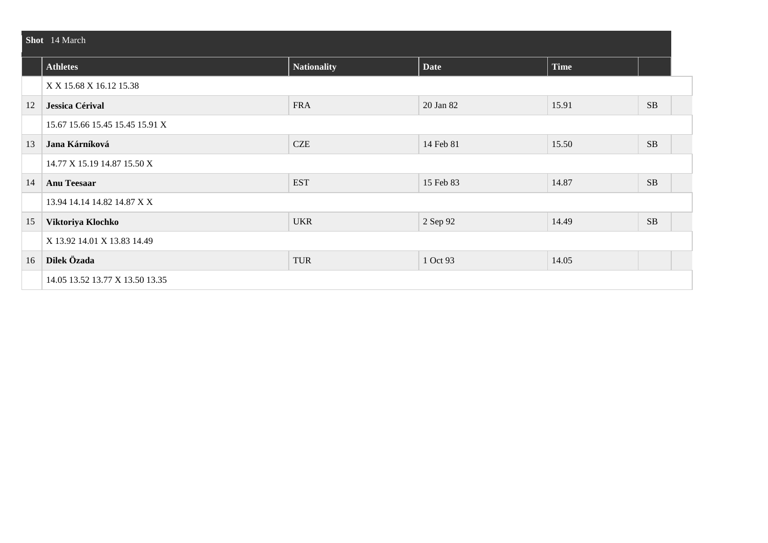| Shot 14 March | | | | | |
|---|---|---|---|---|---|
| | **Athletes** | **Nationality** | **Date** | **Time** | |
| | X X 15.68 X 16.12 15.38 | | | | |
| 12 | **Jessica Cérival** | FRA | 20 Jan 82 | 15.91 | SB |
| | 15.67 15.66 15.45 15.45 15.91 X | | | | |
| 13 | **Jana Kárníková** | CZE | 14 Feb 81 | 15.50 | SB |
| | 14.77 X 15.19 14.87 15.50 X | | | | |
| 14 | **Anu Teesaar** | EST | 15 Feb 83 | 14.87 | SB |
| | 13.94 14.14 14.82 14.87 X X | | | | |
| 15 | **Viktoriya Klochko** | UKR | 2 Sep 92 | 14.49 | SB |
| | X 13.92 14.01 X 13.83 14.49 | | | | |
| 16 | **Dilek Özada** | TUR | 1 Oct 93 | 14.05 | |
| | 14.05 13.52 13.77 X 13.50 13.35 | | | | |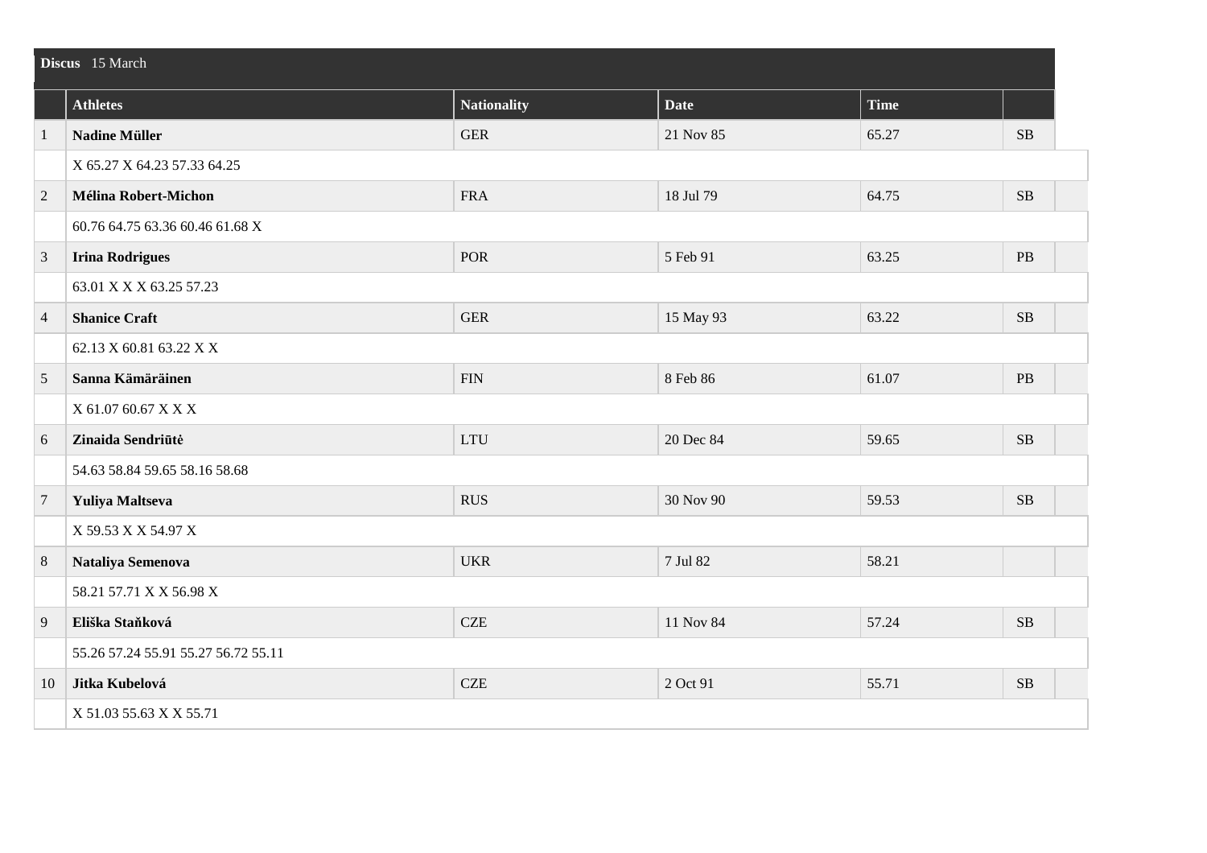**Discus** 15 March

|  | Athletes | Nationality | Date | Time |  |
|---|---|---|---|---|---|
| 1 | **Nadine Müller** | GER | 21 Nov 85 | 65.27 | SB |
|  | X 65.27 X 64.23 57.33 64.25 |  |  |  |  |
| 2 | **Mélina Robert-Michon** | FRA | 18 Jul 79 | 64.75 | SB |
|  | 60.76 64.75 63.36 60.46 61.68 X |  |  |  |  |
| 3 | **Irina Rodrigues** | POR | 5 Feb 91 | 63.25 | PB |
|  | 63.01 X X X 63.25 57.23 |  |  |  |  |
| 4 | **Shanice Craft** | GER | 15 May 93 | 63.22 | SB |
|  | 62.13 X 60.81 63.22 X X |  |  |  |  |
| 5 | **Sanna Kämäräinen** | FIN | 8 Feb 86 | 61.07 | PB |
|  | X 61.07 60.67 X X X |  |  |  |  |
| 6 | **Zinaida Sendriūtė** | LTU | 20 Dec 84 | 59.65 | SB |
|  | 54.63 58.84 59.65 58.16 58.68 |  |  |  |  |
| 7 | **Yuliya Maltseva** | RUS | 30 Nov 90 | 59.53 | SB |
|  | X 59.53 X X 54.97 X |  |  |  |  |
| 8 | **Nataliya Semenova** | UKR | 7 Jul 82 | 58.21 |  |
|  | 58.21 57.71 X X 56.98 X |  |  |  |  |
| 9 | **Eliška Staňková** | CZE | 11 Nov 84 | 57.24 | SB |
|  | 55.26 57.24 55.91 55.27 56.72 55.11 |  |  |  |  |
| 10 | **Jitka Kubelová** | CZE | 2 Oct 91 | 55.71 | SB |
|  | X 51.03 55.63 X X 55.71 |  |  |  |  |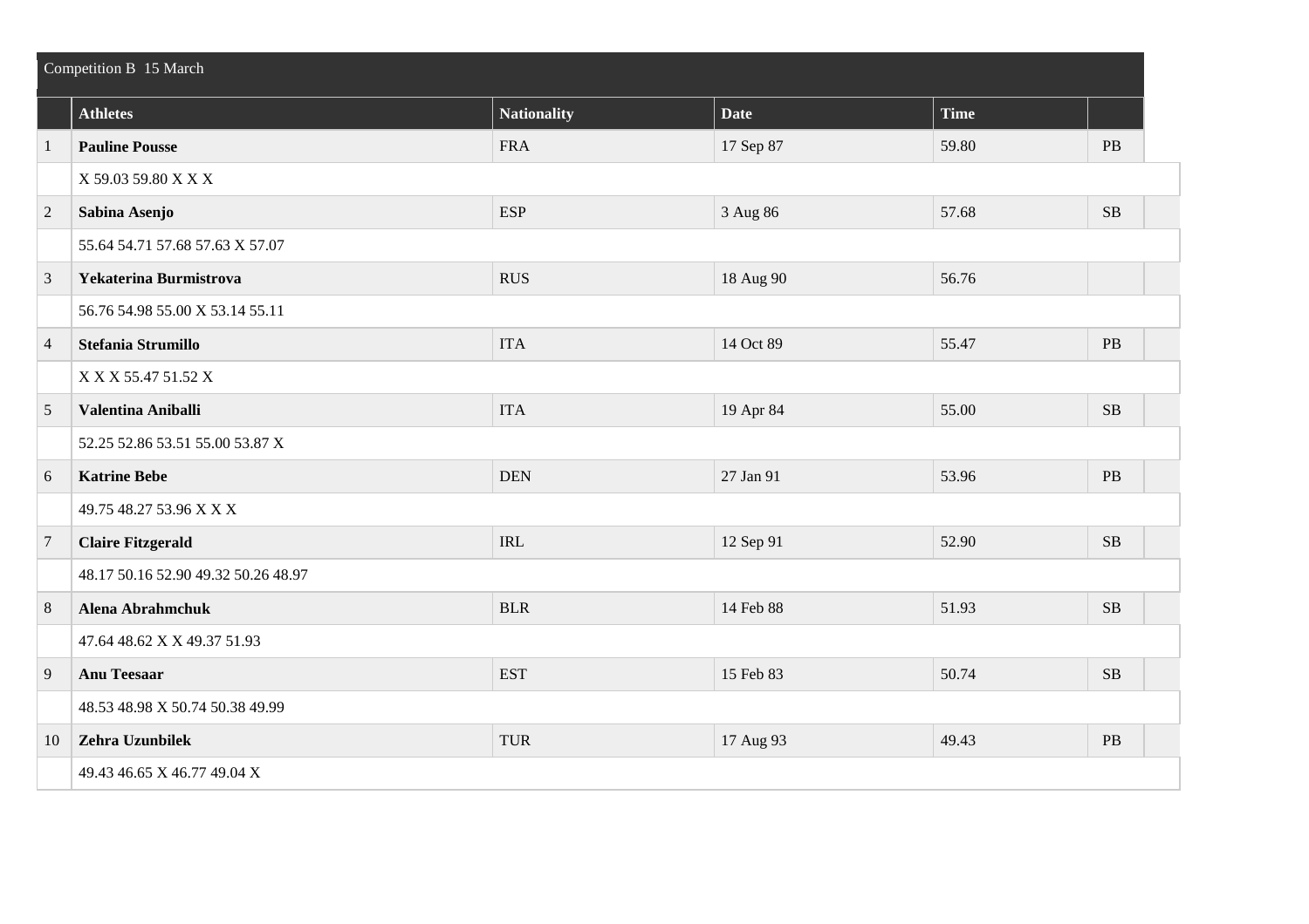| Competition B 15 March | | | | | |
|---|---|---|---|---|---|
| | **Athletes** | **Nationality** | **Date** | **Time** | |
| 1 | **Pauline Pousse** | FRA | 17 Sep 87 | 59.80 | PB |
| | X 59.03 59.80 X X X | | | | |
| 2 | **Sabina Asenjo** | ESP | 3 Aug 86 | 57.68 | SB |
| | 55.64 54.71 57.68 57.63 X 57.07 | | | | |
| 3 | **Yekaterina Burmistrova** | RUS | 18 Aug 90 | 56.76 | |
| | 56.76 54.98 55.00 X 53.14 55.11 | | | | |
| 4 | **Stefania Strumillo** | ITA | 14 Oct 89 | 55.47 | PB |
| | X X X 55.47 51.52 X | | | | |
| 5 | **Valentina Aniballi** | ITA | 19 Apr 84 | 55.00 | SB |
| | 52.25 52.86 53.51 55.00 53.87 X | | | | |
| 6 | **Katrine Bebe** | DEN | 27 Jan 91 | 53.96 | PB |
| | 49.75 48.27 53.96 X X X | | | | |
| 7 | **Claire Fitzgerald** | IRL | 12 Sep 91 | 52.90 | SB |
| | 48.17 50.16 52.90 49.32 50.26 48.97 | | | | |
| 8 | **Alena Abrahmchuk** | BLR | 14 Feb 88 | 51.93 | SB |
| | 47.64 48.62 X X 49.37 51.93 | | | | |
| 9 | **Anu Teesaar** | EST | 15 Feb 83 | 50.74 | SB |
| | 48.53 48.98 X 50.74 50.38 49.99 | | | | |
| 10 | **Zehra Uzunbilek** | TUR | 17 Aug 93 | 49.43 | PB |
| | 49.43 46.65 X 46.77 49.04 X | | | | |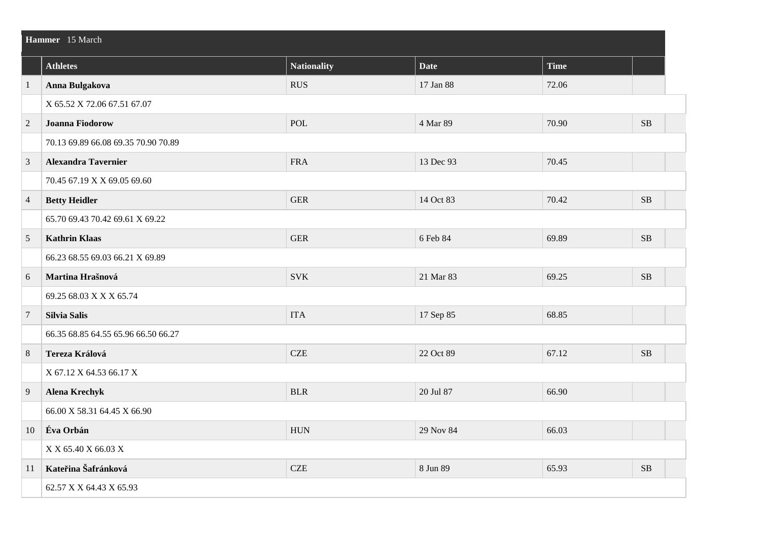**Hammer** 15 March

| | Athletes | Nationality | Date | Time | |
|---|---|---|---|---|---|
| 1 | **Anna Bulgakova** | RUS | 17 Jan 88 | 72.06 | |
| | X 65.52 X 72.06 67.51 67.07 | | | | |
| 2 | **Joanna Fiodorow** | POL | 4 Mar 89 | 70.90 | SB |
| | 70.13 69.89 66.08 69.35 70.90 70.89 | | | | |
| 3 | **Alexandra Tavernier** | FRA | 13 Dec 93 | 70.45 | |
| | 70.45 67.19 X X 69.05 69.60 | | | | |
| 4 | **Betty Heidler** | GER | 14 Oct 83 | 70.42 | SB |
| | 65.70 69.43 70.42 69.61 X 69.22 | | | | |
| 5 | **Kathrin Klaas** | GER | 6 Feb 84 | 69.89 | SB |
| | 66.23 68.55 69.03 66.21 X 69.89 | | | | |
| 6 | **Martina Hrašnová** | SVK | 21 Mar 83 | 69.25 | SB |
| | 69.25 68.03 X X X 65.74 | | | | |
| 7 | **Silvia Salis** | ITA | 17 Sep 85 | 68.85 | |
| | 66.35 68.85 64.55 65.96 66.50 66.27 | | | | |
| 8 | **Tereza Králová** | CZE | 22 Oct 89 | 67.12 | SB |
| | X 67.12 X 64.53 66.17 X | | | | |
| 9 | **Alena Krechyk** | BLR | 20 Jul 87 | 66.90 | |
| | 66.00 X 58.31 64.45 X 66.90 | | | | |
| 10 | **Éva Orbán** | HUN | 29 Nov 84 | 66.03 | |
| | X X 65.40 X 66.03 X | | | | |
| 11 | **Kateřina Šafránková** | CZE | 8 Jun 89 | 65.93 | SB |
| | 62.57 X X 64.43 X 65.93 | | | | |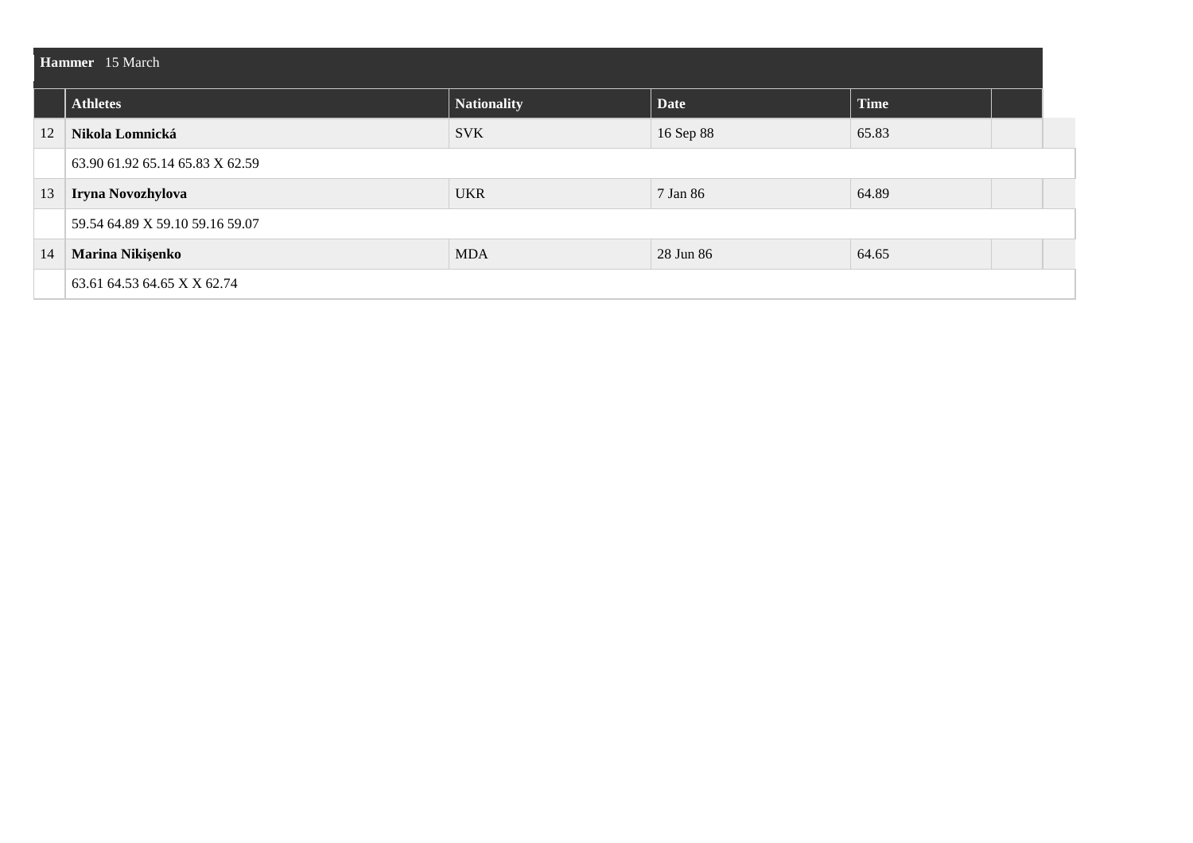| Hammer 15 March | | | | | |
|---|---|---|---|---|---|
| | **Athletes** | **Nationality** | **Date** | **Time** | |
| 12 | **Nikola Lomnická** | SVK | 16 Sep 88 | 65.83 | |
| | 63.90 61.92 65.14 65.83 X 62.59 | | | | |
| 13 | **Iryna Novozhylova** | UKR | 7 Jan 86 | 64.89 | |
| | 59.54 64.89 X 59.10 59.16 59.07 | | | | |
| 14 | **Marina Nikişenko** | MDA | 28 Jun 86 | 64.65 | |
| | 63.61 64.53 64.65 X X 62.74 | | | | |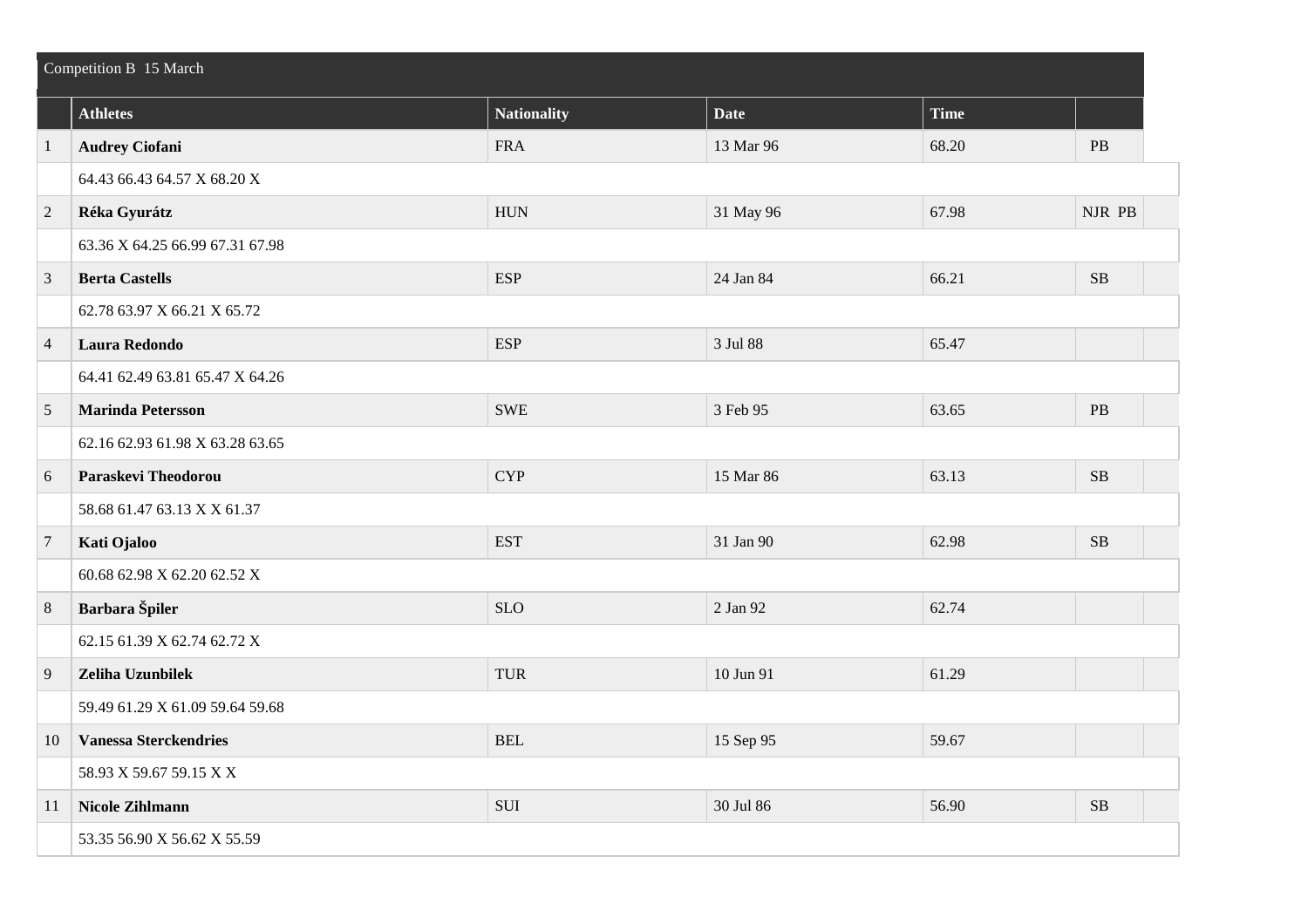| Competition B 15 March | | | | | |
|---|---|---|---|---|---|
| | **Athletes** | **Nationality** | **Date** | **Time** | |
| 1 | **Audrey Ciofani** | FRA | 13 Mar 96 | 68.20 | PB |
| | 64.43 66.43 64.57 X 68.20 X | | | | |
| 2 | **Réka Gyurátz** | HUN | 31 May 96 | 67.98 | NJR PB |
| | 63.36 X 64.25 66.99 67.31 67.98 | | | | |
| 3 | **Berta Castells** | ESP | 24 Jan 84 | 66.21 | SB |
| | 62.78 63.97 X 66.21 X 65.72 | | | | |
| 4 | **Laura Redondo** | ESP | 3 Jul 88 | 65.47 | |
| | 64.41 62.49 63.81 65.47 X 64.26 | | | | |
| 5 | **Marinda Petersson** | SWE | 3 Feb 95 | 63.65 | PB |
| | 62.16 62.93 61.98 X 63.28 63.65 | | | | |
| 6 | **Paraskevi Theodorou** | CYP | 15 Mar 86 | 63.13 | SB |
| | 58.68 61.47 63.13 X X 61.37 | | | | |
| 7 | **Kati Ojaloo** | EST | 31 Jan 90 | 62.98 | SB |
| | 60.68 62.98 X 62.20 62.52 X | | | | |
| 8 | **Barbara Špiler** | SLO | 2 Jan 92 | 62.74 | |
| | 62.15 61.39 X 62.74 62.72 X | | | | |
| 9 | **Zeliha Uzunbilek** | TUR | 10 Jun 91 | 61.29 | |
| | 59.49 61.29 X 61.09 59.64 59.68 | | | | |
| 10 | **Vanessa Sterckendries** | BEL | 15 Sep 95 | 59.67 | |
| | 58.93 X 59.67 59.15 X X | | | | |
| 11 | **Nicole Zihlmann** | SUI | 30 Jul 86 | 56.90 | SB |
| | 53.35 56.90 X 56.62 X 55.59 | | | | |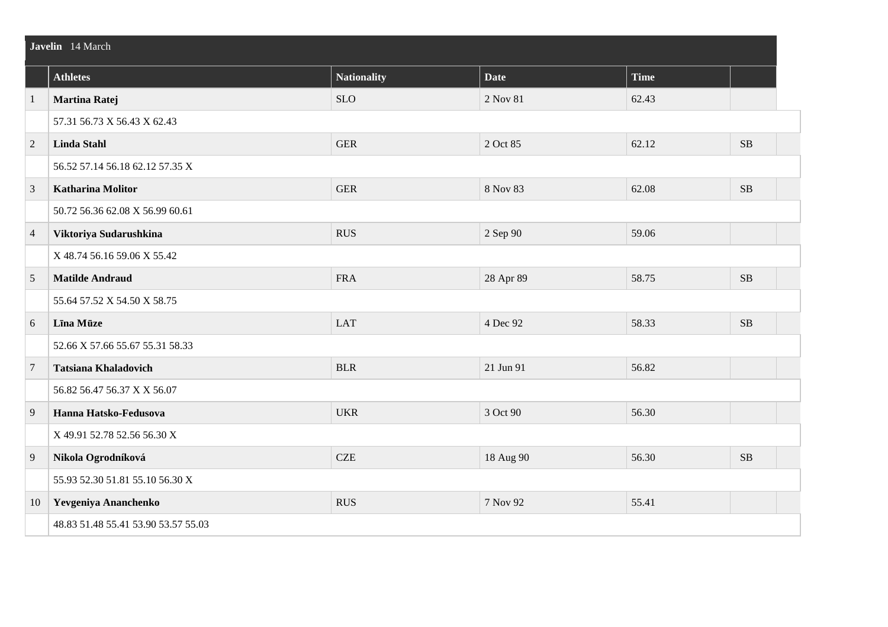**Javelin** 14 March

| | Athletes | Nationality | Date | Time | |
|---|---|---|---|---|---|
| 1 | **Martina Ratej** | SLO | 2 Nov 81 | 62.43 | |
| | 57.31 56.73 X 56.43 X 62.43 | | | | |
| 2 | **Linda Stahl** | GER | 2 Oct 85 | 62.12 | SB |
| | 56.52 57.14 56.18 62.12 57.35 X | | | | |
| 3 | **Katharina Molitor** | GER | 8 Nov 83 | 62.08 | SB |
| | 50.72 56.36 62.08 X 56.99 60.61 | | | | |
| 4 | **Viktoriya Sudarushkina** | RUS | 2 Sep 90 | 59.06 | |
| | X 48.74 56.16 59.06 X 55.42 | | | | |
| 5 | **Matilde Andraud** | FRA | 28 Apr 89 | 58.75 | SB |
| | 55.64 57.52 X 54.50 X 58.75 | | | | |
| 6 | **Līna Mūze** | LAT | 4 Dec 92 | 58.33 | SB |
| | 52.66 X 57.66 55.67 55.31 58.33 | | | | |
| 7 | **Tatsiana Khaladovich** | BLR | 21 Jun 91 | 56.82 | |
| | 56.82 56.47 56.37 X X 56.07 | | | | |
| 9 | **Hanna Hatsko-Fedusova** | UKR | 3 Oct 90 | 56.30 | |
| | X 49.91 52.78 52.56 56.30 X | | | | |
| 9 | **Nikola Ogrodníková** | CZE | 18 Aug 90 | 56.30 | SB |
| | 55.93 52.30 51.81 55.10 56.30 X | | | | |
| 10 | **Yevgeniya Ananchenko** | RUS | 7 Nov 92 | 55.41 | |
| | 48.83 51.48 55.41 53.90 53.57 55.03 | | | | |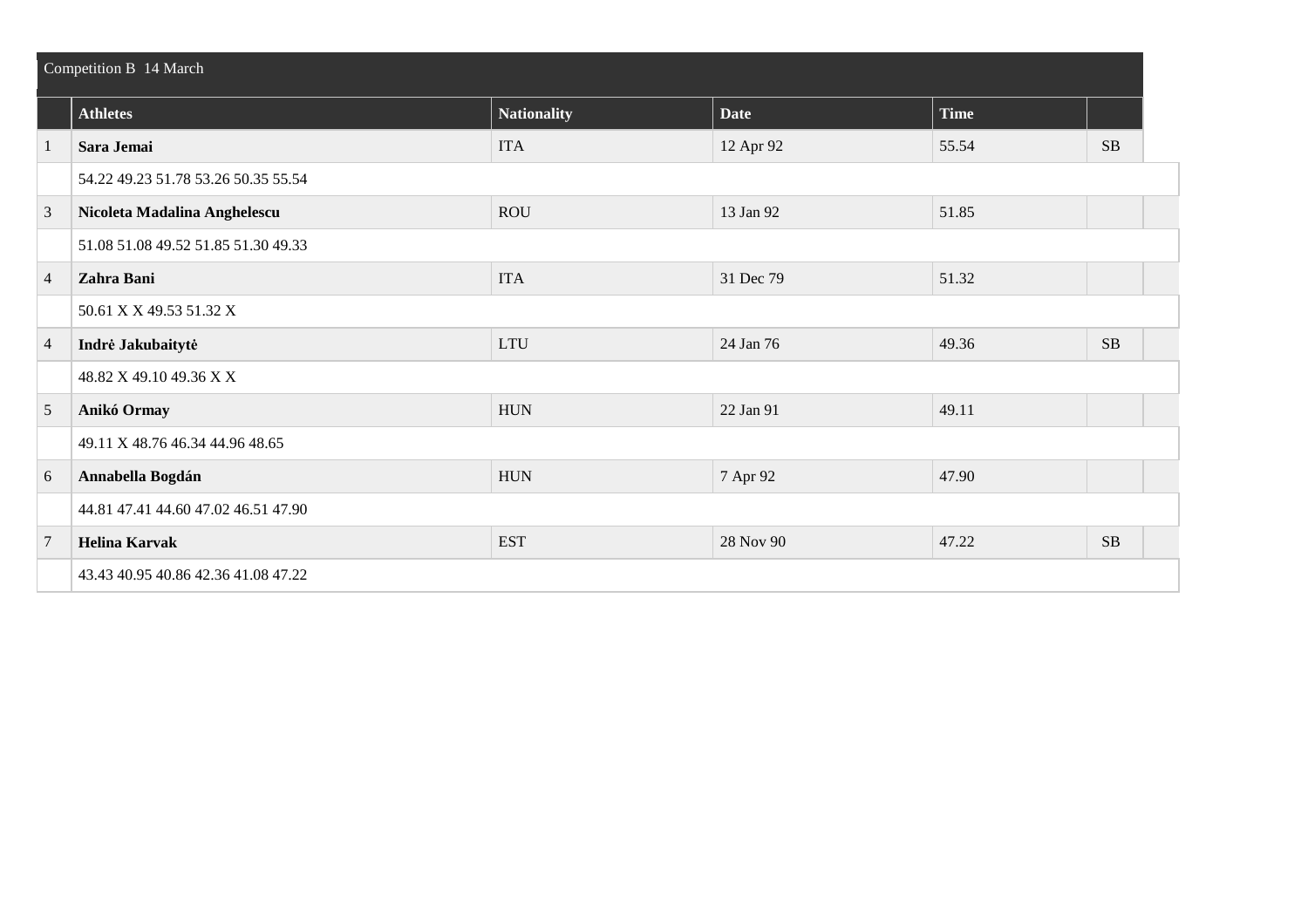| Competition B 14 March | | | | | |
|---|---|---|---|---|---|
| | **Athletes** | **Nationality** | **Date** | **Time** | |
| 1 | **Sara Jemai** | ITA | 12 Apr 92 | 55.54 | SB |
| | 54.22 49.23 51.78 53.26 50.35 55.54 | | | | |
| 3 | **Nicoleta Madalina Anghelescu** | ROU | 13 Jan 92 | 51.85 | |
| | 51.08 51.08 49.52 51.85 51.30 49.33 | | | | |
| 4 | **Zahra Bani** | ITA | 31 Dec 79 | 51.32 | |
| | 50.61 X X 49.53 51.32 X | | | | |
| 4 | **Indrė Jakubaitytė** | LTU | 24 Jan 76 | 49.36 | SB |
| | 48.82 X 49.10 49.36 X X | | | | |
| 5 | **Anikó Ormay** | HUN | 22 Jan 91 | 49.11 | |
| | 49.11 X 48.76 46.34 44.96 48.65 | | | | |
| 6 | **Annabella Bogdán** | HUN | 7 Apr 92 | 47.90 | |
| | 44.81 47.41 44.60 47.02 46.51 47.90 | | | | |
| 7 | **Helina Karvak** | EST | 28 Nov 90 | 47.22 | SB |
| | 43.43 40.95 40.86 42.36 41.08 47.22 | | | | |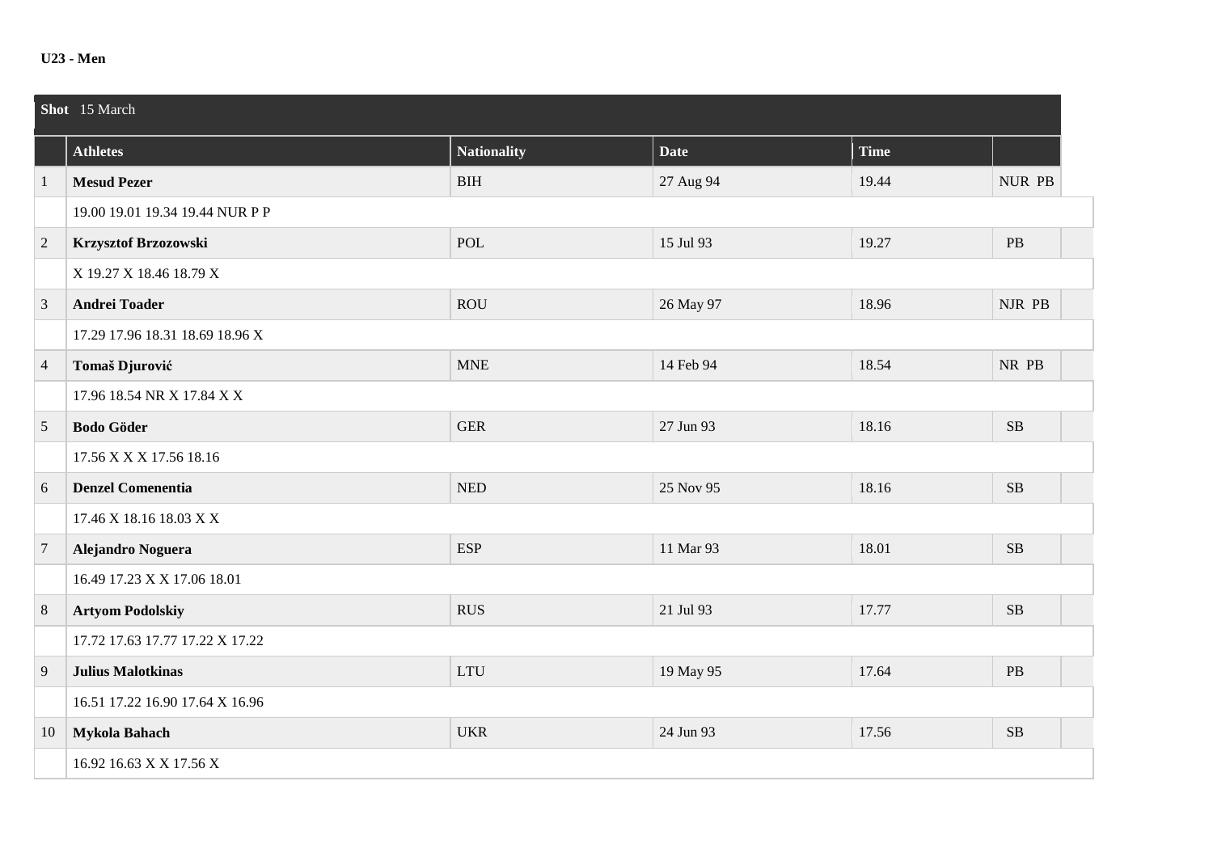**U23 - Men**

| **Shot** 15 March | | | | | |
|---|---|---|---|---|---|
| | **Athletes** | **Nationality** | **Date** | **Time** | |
| 1 | **Mesud Pezer** | BIH | 27 Aug 94 | 19.44 | NUR PB |
| | 19.00 19.01 19.34 19.44 NUR P P | | | | |
| 2 | **Krzysztof Brzozowski** | POL | 15 Jul 93 | 19.27 | PB |
| | X 19.27 X 18.46 18.79 X | | | | |
| 3 | **Andrei Toader** | ROU | 26 May 97 | 18.96 | NJR PB |
| | 17.29 17.96 18.31 18.69 18.96 X | | | | |
| 4 | **Tomaš Djurović** | MNE | 14 Feb 94 | 18.54 | NR PB |
| | 17.96 18.54 NR X 17.84 X X | | | | |
| 5 | **Bodo Göder** | GER | 27 Jun 93 | 18.16 | SB |
| | 17.56 X X X 17.56 18.16 | | | | |
| 6 | **Denzel Comenentia** | NED | 25 Nov 95 | 18.16 | SB |
| | 17.46 X 18.16 18.03 X X | | | | |
| 7 | **Alejandro Noguera** | ESP | 11 Mar 93 | 18.01 | SB |
| | 16.49 17.23 X X 17.06 18.01 | | | | |
| 8 | **Artyom Podolskiy** | RUS | 21 Jul 93 | 17.77 | SB |
| | 17.72 17.63 17.77 17.22 X 17.22 | | | | |
| 9 | **Julius Malotkinas** | LTU | 19 May 95 | 17.64 | PB |
| | 16.51 17.22 16.90 17.64 X 16.96 | | | | |
| 10 | **Mykola Bahach** | UKR | 24 Jun 93 | 17.56 | SB |
| | 16.92 16.63 X X 17.56 X | | | | |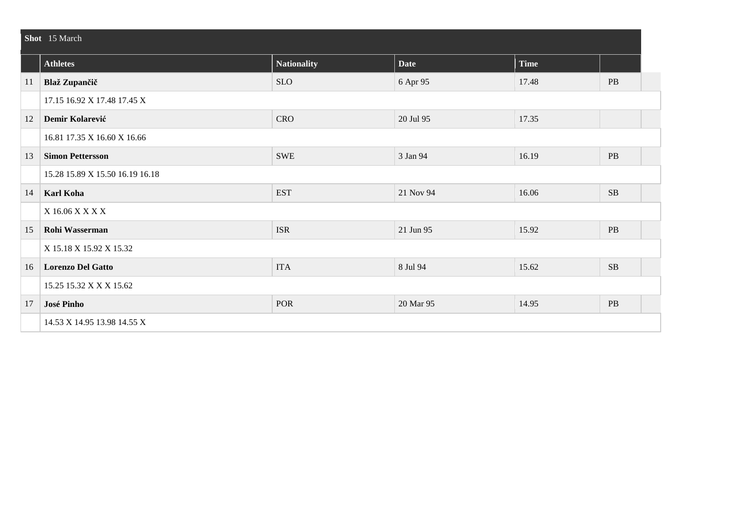**Shot** 15 March

| | Athletes | Nationality | Date | Time | |
|---|---|---|---|---|---|
| 11 | **Blaž Zupančič** | SLO | 6 Apr 95 | 17.48 | PB |
| | 17.15 16.92 X 17.48 17.45 X | | | | |
| 12 | **Demir Kolarević** | CRO | 20 Jul 95 | 17.35 | |
| | 16.81 17.35 X 16.60 X 16.66 | | | | |
| 13 | **Simon Pettersson** | SWE | 3 Jan 94 | 16.19 | PB |
| | 15.28 15.89 X 15.50 16.19 16.18 | | | | |
| 14 | **Karl Koha** | EST | 21 Nov 94 | 16.06 | SB |
| | X 16.06 X X X X | | | | |
| 15 | **Rohi Wasserman** | ISR | 21 Jun 95 | 15.92 | PB |
| | X 15.18 X 15.92 X 15.32 | | | | |
| 16 | **Lorenzo Del Gatto** | ITA | 8 Jul 94 | 15.62 | SB |
| | 15.25 15.32 X X X 15.62 | | | | |
| 17 | **José Pinho** | POR | 20 Mar 95 | 14.95 | PB |
| | 14.53 X 14.95 13.98 14.55 X | | | | |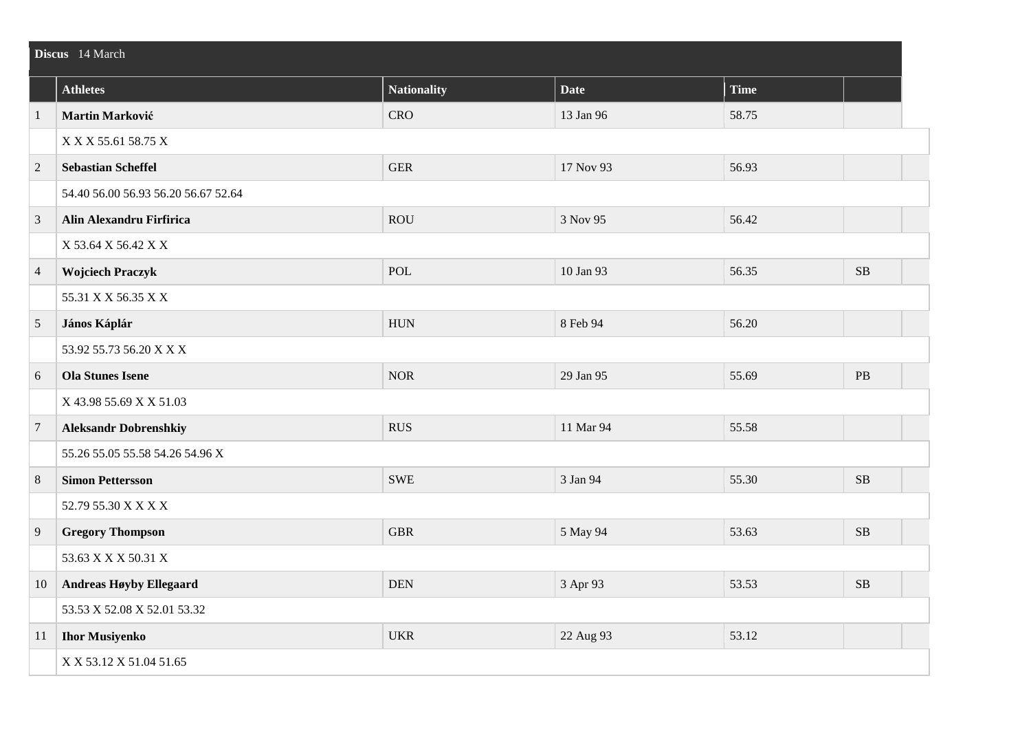**Discus** 14 March

| | Athletes | Nationality | Date | Time | |
|---|---|---|---|---|---|
| 1 | **Martin Marković** | CRO | 13 Jan 96 | 58.75 | |
| | X X X 55.61 58.75 X | | | | |
| 2 | **Sebastian Scheffel** | GER | 17 Nov 93 | 56.93 | |
| | 54.40 56.00 56.93 56.20 56.67 52.64 | | | | |
| 3 | **Alin Alexandru Firfirica** | ROU | 3 Nov 95 | 56.42 | |
| | X 53.64 X 56.42 X X | | | | |
| 4 | **Wojciech Praczyk** | POL | 10 Jan 93 | 56.35 | SB |
| | 55.31 X X 56.35 X X | | | | |
| 5 | **János Káplár** | HUN | 8 Feb 94 | 56.20 | |
| | 53.92 55.73 56.20 X X X | | | | |
| 6 | **Ola Stunes Isene** | NOR | 29 Jan 95 | 55.69 | PB |
| | X 43.98 55.69 X X 51.03 | | | | |
| 7 | **Aleksandr Dobrenshkiy** | RUS | 11 Mar 94 | 55.58 | |
| | 55.26 55.05 55.58 54.26 54.96 X | | | | |
| 8 | **Simon Pettersson** | SWE | 3 Jan 94 | 55.30 | SB |
| | 52.79 55.30 X X X X | | | | |
| 9 | **Gregory Thompson** | GBR | 5 May 94 | 53.63 | SB |
| | 53.63 X X X 50.31 X | | | | |
| 10 | **Andreas Høyby Ellegaard** | DEN | 3 Apr 93 | 53.53 | SB |
| | 53.53 X 52.08 X 52.01 53.32 | | | | |
| 11 | **Ihor Musiyenko** | UKR | 22 Aug 93 | 53.12 | |
| | X X 53.12 X 51.04 51.65 | | | | |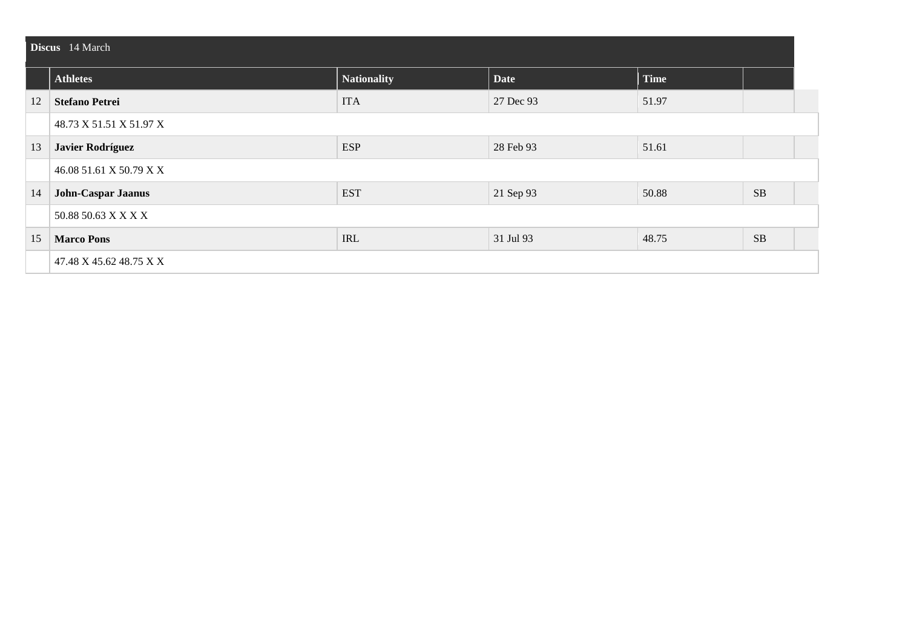**Discus** 14 March

| | Athletes | Nationality | Date | Time | |
|---|---|---|---|---|---|
| 12 | **Stefano Petrei** | ITA | 27 Dec 93 | 51.97 | |
| | 48.73 X 51.51 X 51.97 X | | | | |
| 13 | **Javier Rodríguez** | ESP | 28 Feb 93 | 51.61 | |
| | 46.08 51.61 X 50.79 X X | | | | |
| 14 | **John-Caspar Jaanus** | EST | 21 Sep 93 | 50.88 | SB |
| | 50.88 50.63 X X X X | | | | |
| 15 | **Marco Pons** | IRL | 31 Jul 93 | 48.75 | SB |
| | 47.48 X 45.62 48.75 X X | | | | |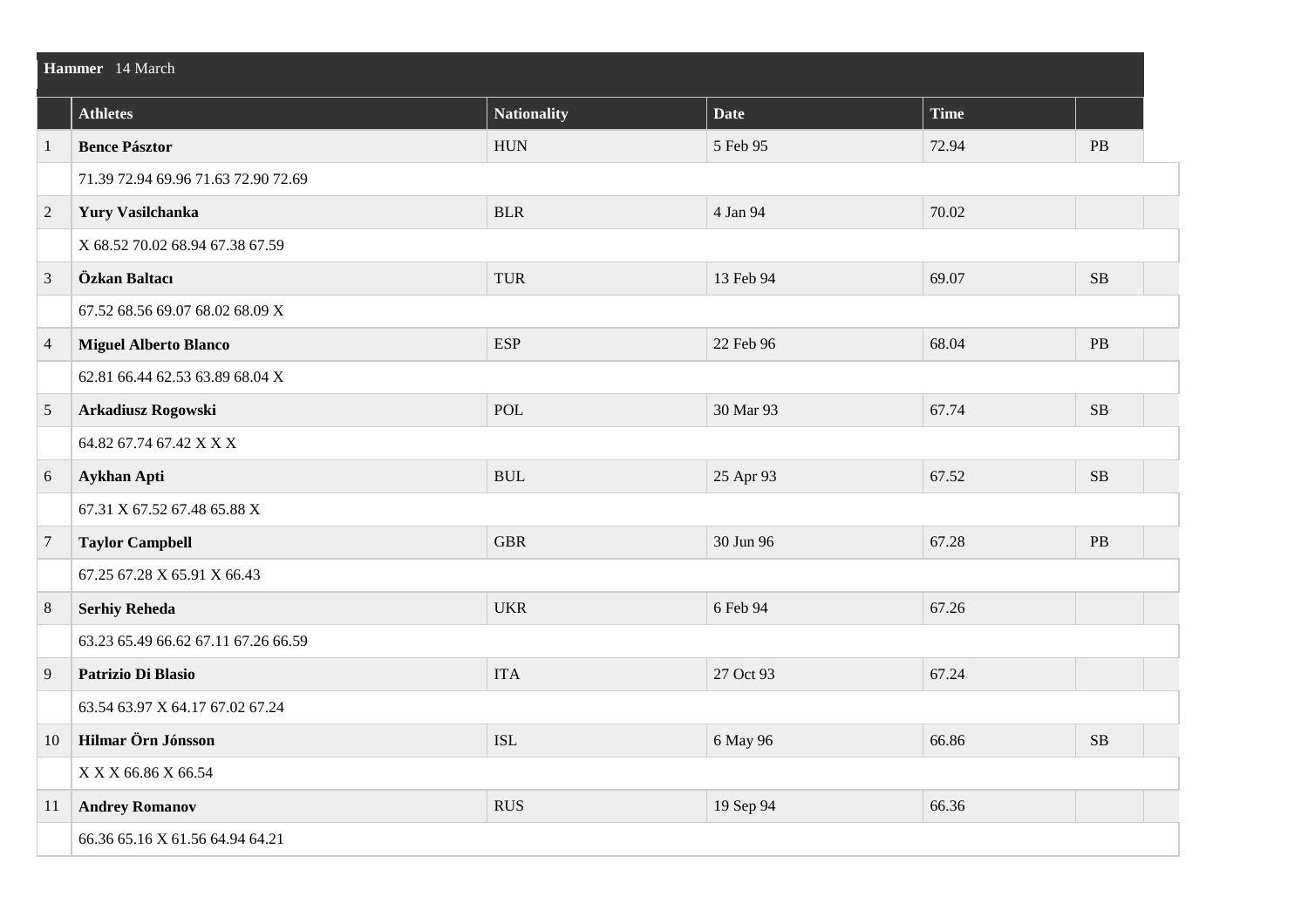**Hammer** 14 March

| | Athletes | Nationality | Date | Time | |
|---|---|---|---|---|---|
| 1 | **Bence Pásztor** | HUN | 5 Feb 95 | 72.94 | PB |
| | 71.39 72.94 69.96 71.63 72.90 72.69 | | | | |
| 2 | **Yury Vasilchanka** | BLR | 4 Jan 94 | 70.02 | |
| | X 68.52 70.02 68.94 67.38 67.59 | | | | |
| 3 | **Özkan Baltacı** | TUR | 13 Feb 94 | 69.07 | SB |
| | 67.52 68.56 69.07 68.02 68.09 X | | | | |
| 4 | **Miguel Alberto Blanco** | ESP | 22 Feb 96 | 68.04 | PB |
| | 62.81 66.44 62.53 63.89 68.04 X | | | | |
| 5 | **Arkadiusz Rogowski** | POL | 30 Mar 93 | 67.74 | SB |
| | 64.82 67.74 67.42 X X X | | | | |
| 6 | **Aykhan Apti** | BUL | 25 Apr 93 | 67.52 | SB |
| | 67.31 X 67.52 67.48 65.88 X | | | | |
| 7 | **Taylor Campbell** | GBR | 30 Jun 96 | 67.28 | PB |
| | 67.25 67.28 X 65.91 X 66.43 | | | | |
| 8 | **Serhiy Reheda** | UKR | 6 Feb 94 | 67.26 | |
| | 63.23 65.49 66.62 67.11 67.26 66.59 | | | | |
| 9 | **Patrizio Di Blasio** | ITA | 27 Oct 93 | 67.24 | |
| | 63.54 63.97 X 64.17 67.02 67.24 | | | | |
| 10 | **Hilmar Örn Jónsson** | ISL | 6 May 96 | 66.86 | SB |
| | X X X 66.86 X 66.54 | | | | |
| 11 | **Andrey Romanov** | RUS | 19 Sep 94 | 66.36 | |
| | 66.36 65.16 X 61.56 64.94 64.21 | | | | |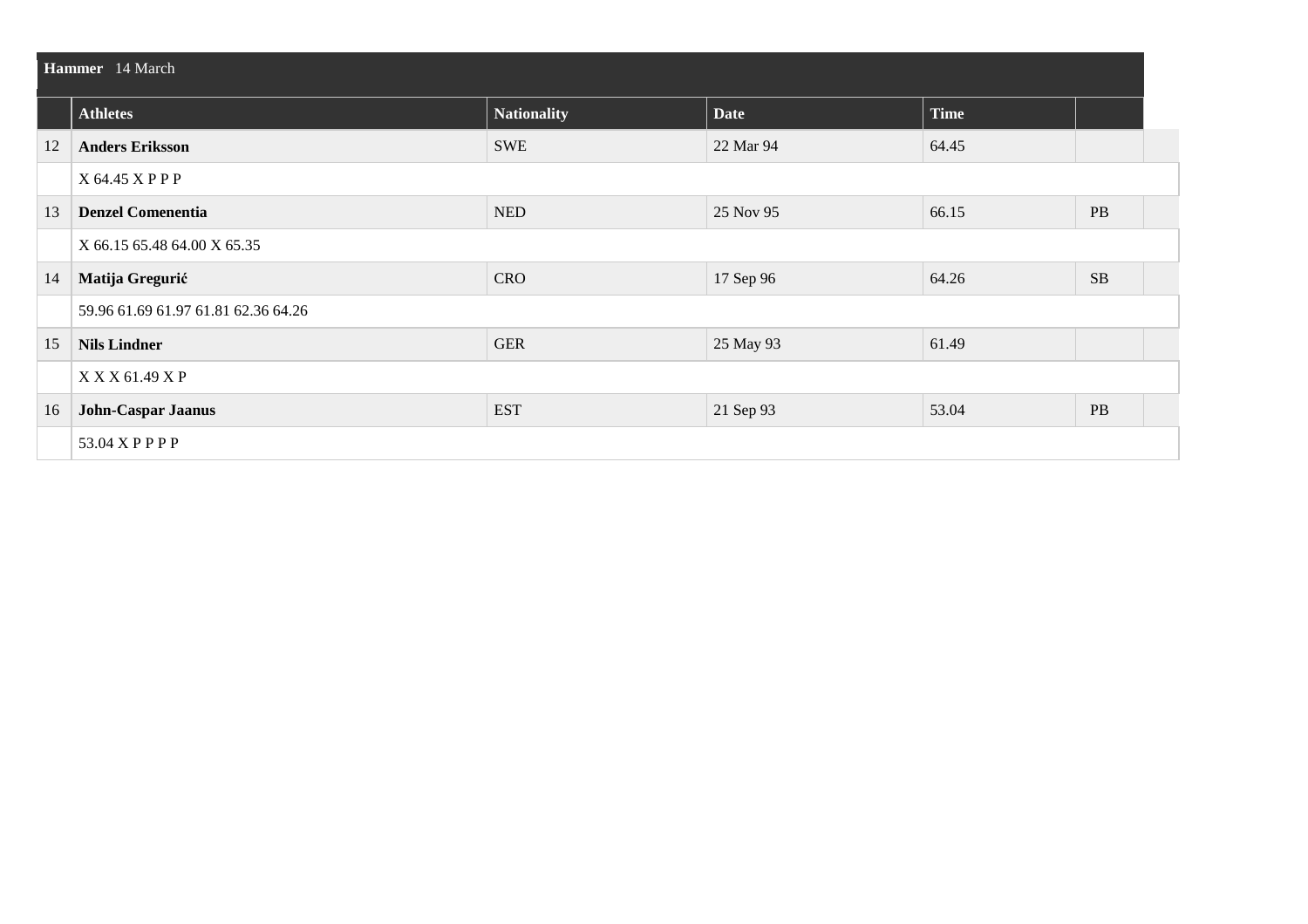**Hammer** 14 March

| | Athletes | Nationality | Date | Time | |
|---|---|---|---|---|---|
| 12 | **Anders Eriksson** | SWE | 22 Mar 94 | 64.45 | |
| | X 64.45 X P P P | | | | |
| 13 | **Denzel Comenentia** | NED | 25 Nov 95 | 66.15 | PB |
| | X 66.15 65.48 64.00 X 65.35 | | | | |
| 14 | **Matija Gregurić** | CRO | 17 Sep 96 | 64.26 | SB |
| | 59.96 61.69 61.97 61.81 62.36 64.26 | | | | |
| 15 | **Nils Lindner** | GER | 25 May 93 | 61.49 | |
| | X X X 61.49 X P | | | | |
| 16 | **John-Caspar Jaanus** | EST | 21 Sep 93 | 53.04 | PB |
| | 53.04 X P P P P | | | | |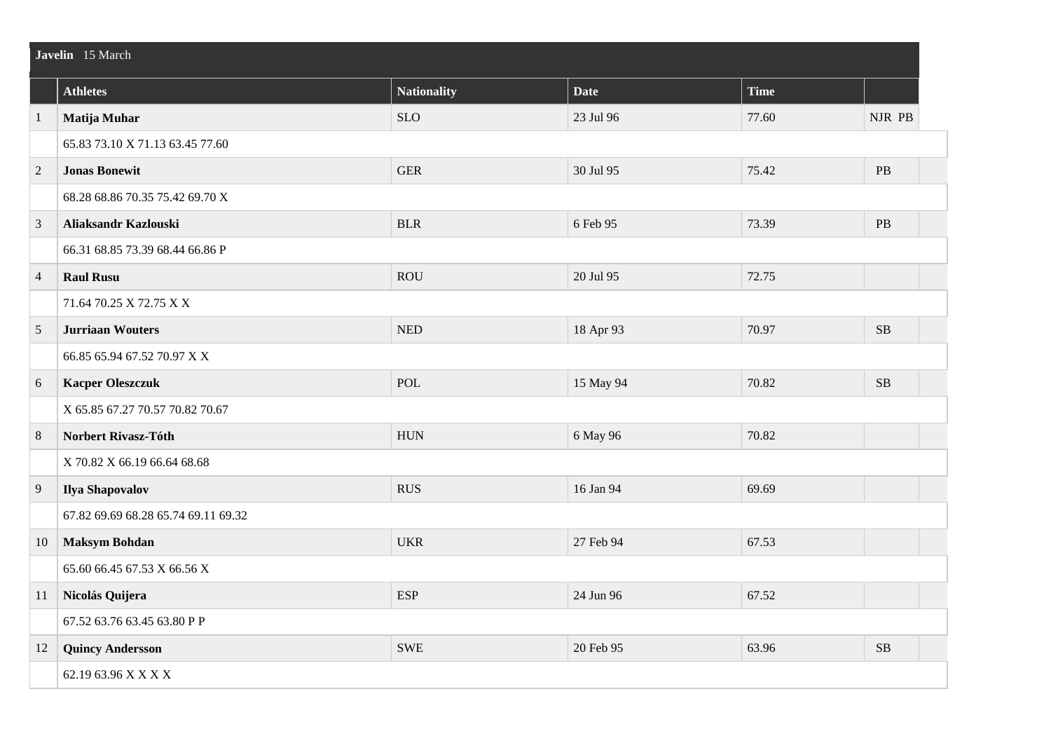**Javelin** 15 March

| | Athletes | Nationality | Date | Time | |
|---|---|---|---|---|---|
| 1 | **Matija Muhar** | SLO | 23 Jul 96 | 77.60 | NJR PB |
| | 65.83 73.10 X 71.13 63.45 77.60 | | | | |
| 2 | **Jonas Bonewit** | GER | 30 Jul 95 | 75.42 | PB |
| | 68.28 68.86 70.35 75.42 69.70 X | | | | |
| 3 | **Aliaksandr Kazlouski** | BLR | 6 Feb 95 | 73.39 | PB |
| | 66.31 68.85 73.39 68.44 66.86 P | | | | |
| 4 | **Raul Rusu** | ROU | 20 Jul 95 | 72.75 | |
| | 71.64 70.25 X 72.75 X X | | | | |
| 5 | **Jurriaan Wouters** | NED | 18 Apr 93 | 70.97 | SB |
| | 66.85 65.94 67.52 70.97 X X | | | | |
| 6 | **Kacper Oleszczuk** | POL | 15 May 94 | 70.82 | SB |
| | X 65.85 67.27 70.57 70.82 70.67 | | | | |
| 8 | **Norbert Rivasz-Tóth** | HUN | 6 May 96 | 70.82 | |
| | X 70.82 X 66.19 66.64 68.68 | | | | |
| 9 | **Ilya Shapovalov** | RUS | 16 Jan 94 | 69.69 | |
| | 67.82 69.69 68.28 65.74 69.11 69.32 | | | | |
| 10 | **Maksym Bohdan** | UKR | 27 Feb 94 | 67.53 | |
| | 65.60 66.45 67.53 X 66.56 X | | | | |
| 11 | **Nicolás Quijera** | ESP | 24 Jun 96 | 67.52 | |
| | 67.52 63.76 63.45 63.80 P P | | | | |
| 12 | **Quincy Andersson** | SWE | 20 Feb 95 | 63.96 | SB |
| | 62.19 63.96 X X X X | | | | |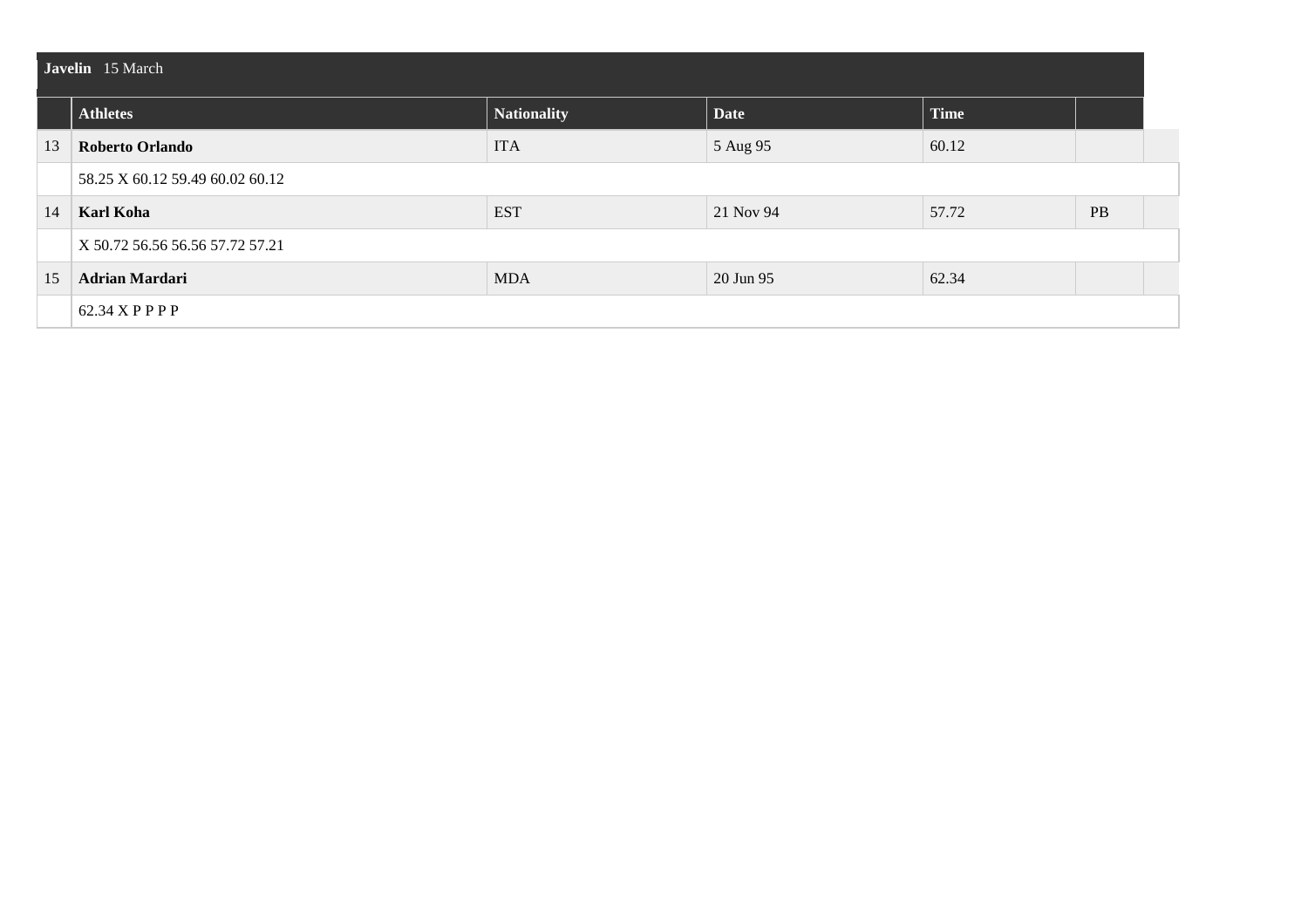**Javelin** 15 March

| | Athletes | Nationality | Date | Time | |
|---|---|---|---|---|---|
| 13 | **Roberto Orlando** | ITA | 5 Aug 95 | 60.12 | |
| | 58.25 X 60.12 59.49 60.02 60.12 | | | | |
| 14 | **Karl Koha** | EST | 21 Nov 94 | 57.72 | PB |
| | X 50.72 56.56 56.56 57.72 57.21 | | | | |
| 15 | **Adrian Mardari** | MDA | 20 Jun 95 | 62.34 | |
| | 62.34 X P P P P | | | | |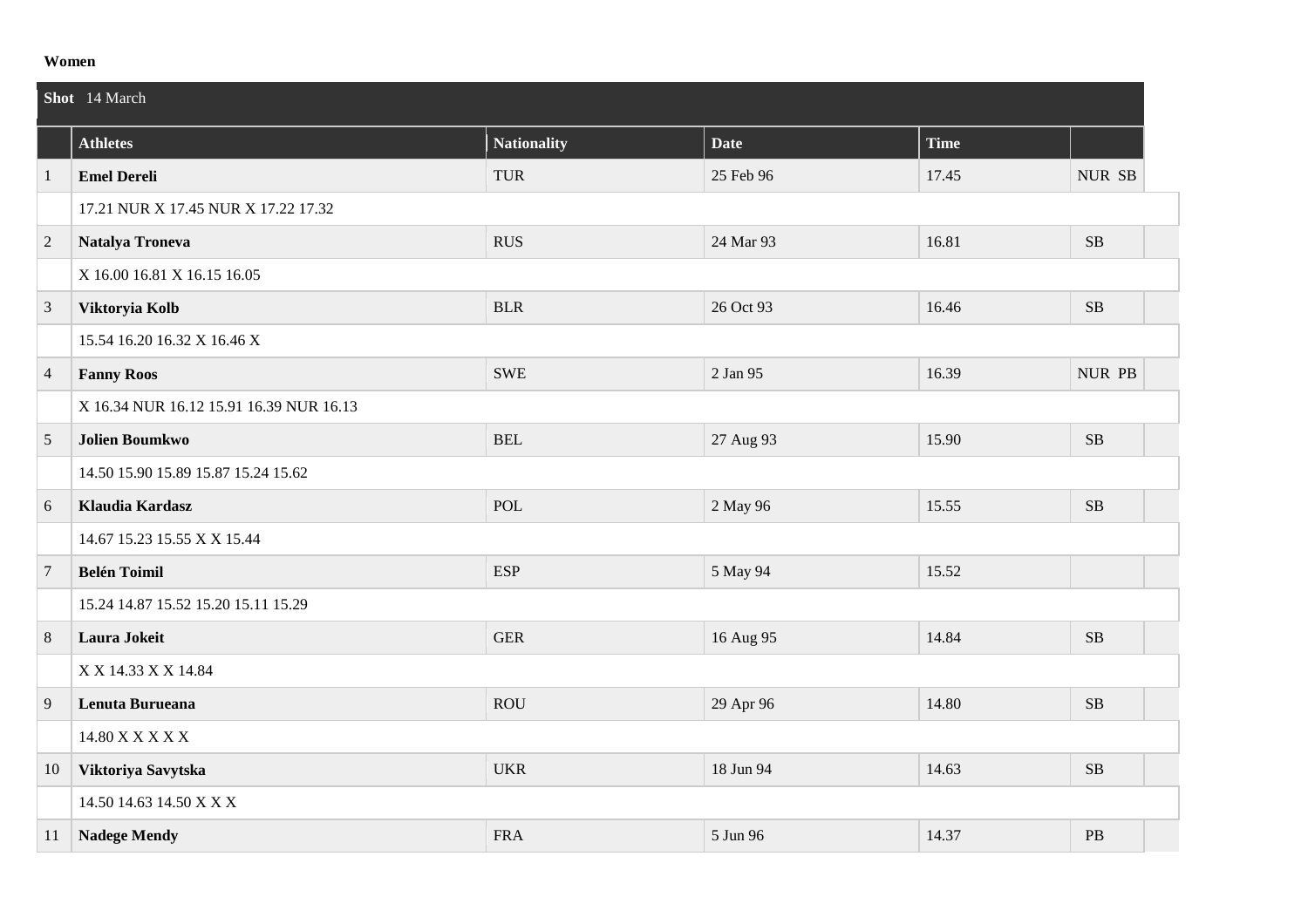**Women**

| Shot 14 March | | | | | |
|---|---|---|---|---|---|
| | **Athletes** | **Nationality** | **Date** | **Time** | |
| 1 | **Emel Dereli** | TUR | 25 Feb 96 | 17.45 | NUR SB |
| | 17.21 NUR X 17.45 NUR X 17.22 17.32 | | | | |
| 2 | **Natalya Troneva** | RUS | 24 Mar 93 | 16.81 | SB |
| | X 16.00 16.81 X 16.15 16.05 | | | | |
| 3 | **Viktoryia Kolb** | BLR | 26 Oct 93 | 16.46 | SB |
| | 15.54 16.20 16.32 X 16.46 X | | | | |
| 4 | **Fanny Roos** | SWE | 2 Jan 95 | 16.39 | NUR PB |
| | X 16.34 NUR 16.12 15.91 16.39 NUR 16.13 | | | | |
| 5 | **Jolien Boumkwo** | BEL | 27 Aug 93 | 15.90 | SB |
| | 14.50 15.90 15.89 15.87 15.24 15.62 | | | | |
| 6 | **Klaudia Kardasz** | POL | 2 May 96 | 15.55 | SB |
| | 14.67 15.23 15.55 X X 15.44 | | | | |
| 7 | **Belén Toimil** | ESP | 5 May 94 | 15.52 | |
| | 15.24 14.87 15.52 15.20 15.11 15.29 | | | | |
| 8 | **Laura Jokeit** | GER | 16 Aug 95 | 14.84 | SB |
| | X X 14.33 X X 14.84 | | | | |
| 9 | **Lenuta Burueana** | ROU | 29 Apr 96 | 14.80 | SB |
| | 14.80 X X X X X | | | | |
| 10 | **Viktoriya Savytska** | UKR | 18 Jun 94 | 14.63 | SB |
| | 14.50 14.63 14.50 X X X | | | | |
| 11 | **Nadege Mendy** | FRA | 5 Jun 96 | 14.37 | PB |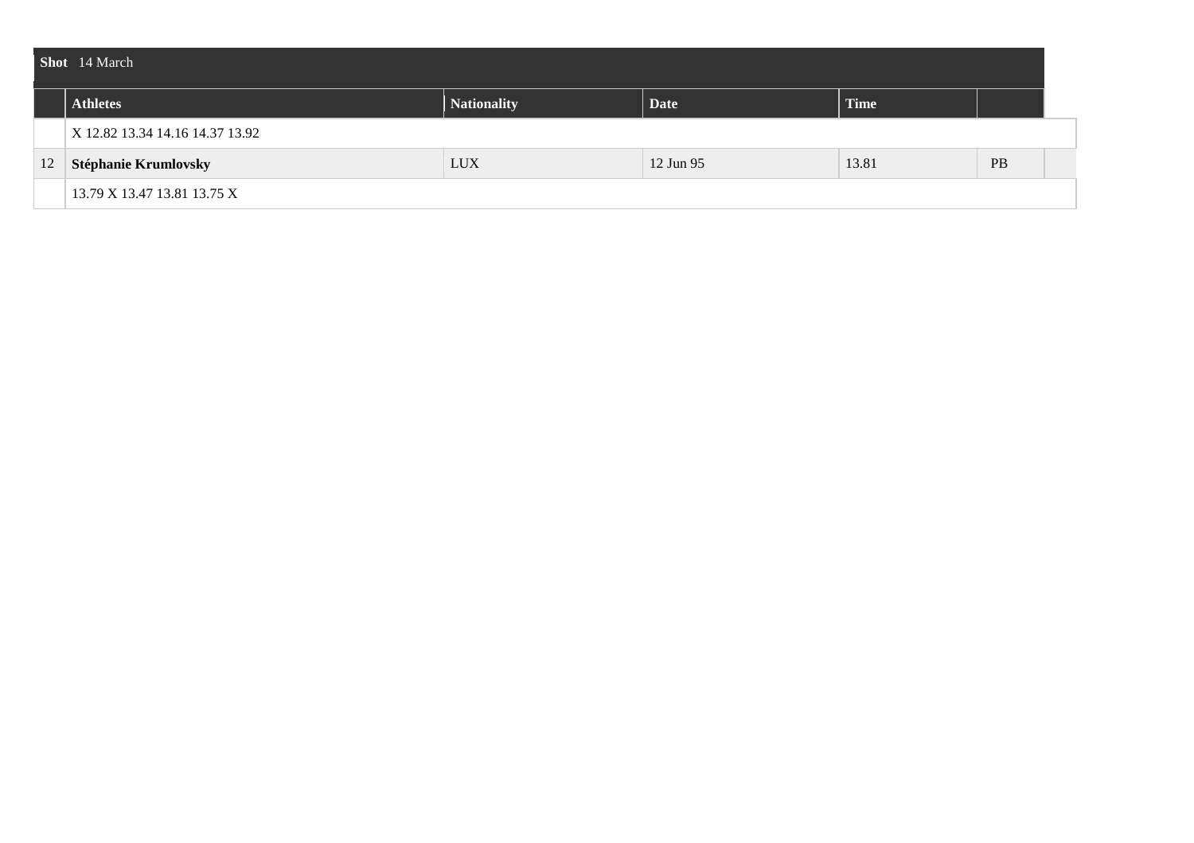**Shot** 14 March

| | Athletes | Nationality | Date | Time | |
|---|---|---|---|---|---|
| | X 12.82 13.34 14.16 14.37 13.92 | | | | |
| 12 | **Stéphanie Krumlovsky** | LUX | 12 Jun 95 | 13.81 | PB |
| | 13.79 X 13.47 13.81 13.75 X | | | | |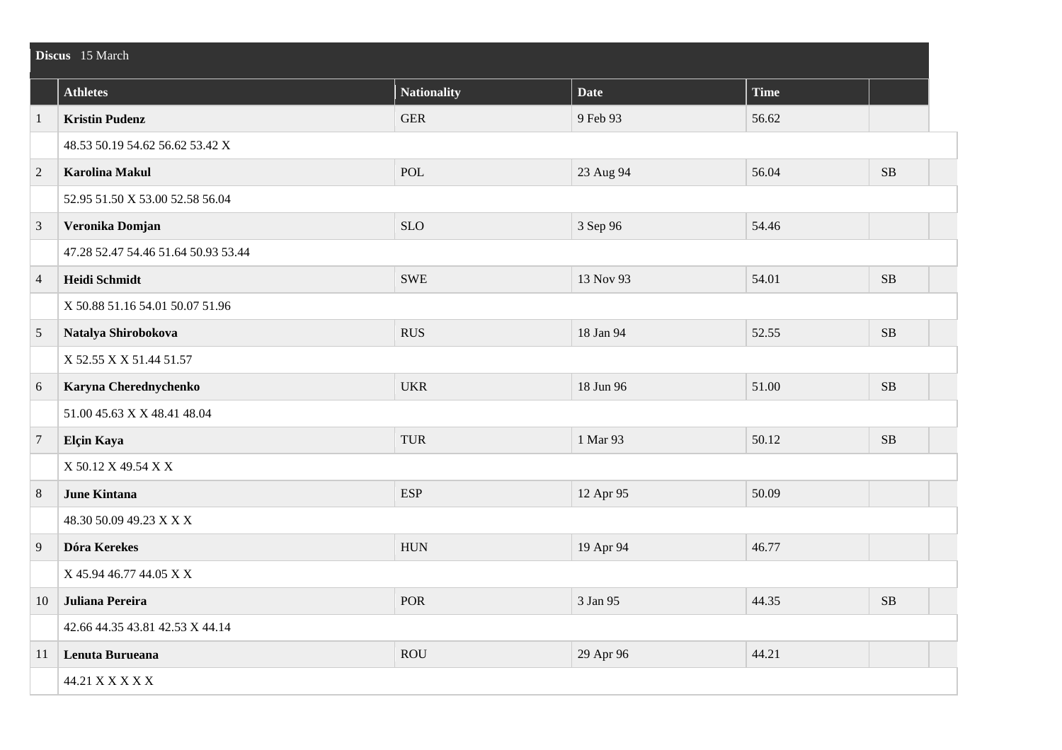**Discus** 15 March

| | Athletes | Nationality | Date | Time | |
|---|---|---|---|---|---|
| 1 | **Kristin Pudenz** | GER | 9 Feb 93 | 56.62 | |
| | 48.53 50.19 54.62 56.62 53.42 X | | | | |
| 2 | **Karolina Makul** | POL | 23 Aug 94 | 56.04 | SB |
| | 52.95 51.50 X 53.00 52.58 56.04 | | | | |
| 3 | **Veronika Domjan** | SLO | 3 Sep 96 | 54.46 | |
| | 47.28 52.47 54.46 51.64 50.93 53.44 | | | | |
| 4 | **Heidi Schmidt** | SWE | 13 Nov 93 | 54.01 | SB |
| | X 50.88 51.16 54.01 50.07 51.96 | | | | |
| 5 | **Natalya Shirobokova** | RUS | 18 Jan 94 | 52.55 | SB |
| | X 52.55 X X 51.44 51.57 | | | | |
| 6 | **Karyna Cherednychenko** | UKR | 18 Jun 96 | 51.00 | SB |
| | 51.00 45.63 X X 48.41 48.04 | | | | |
| 7 | **Elçin Kaya** | TUR | 1 Mar 93 | 50.12 | SB |
| | X 50.12 X 49.54 X X | | | | |
| 8 | **June Kintana** | ESP | 12 Apr 95 | 50.09 | |
| | 48.30 50.09 49.23 X X X | | | | |
| 9 | **Dóra Kerekes** | HUN | 19 Apr 94 | 46.77 | |
| | X 45.94 46.77 44.05 X X | | | | |
| 10 | **Juliana Pereira** | POR | 3 Jan 95 | 44.35 | SB |
| | 42.66 44.35 43.81 42.53 X 44.14 | | | | |
| 11 | **Lenuta Burueana** | ROU | 29 Apr 96 | 44.21 | |
| | 44.21 X X X X X | | | | |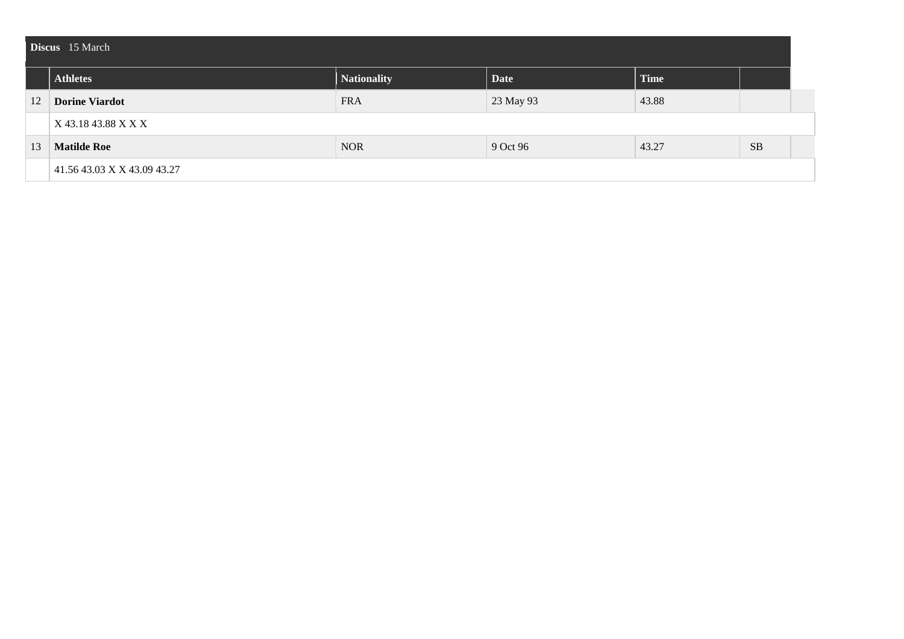**Discus** 15 March

| | Athletes | Nationality | Date | Time | |
|---|---|---|---|---|---|
| 12 | **Dorine Viardot** | FRA | 23 May 93 | 43.88 | |
| | X 43.18 43.88 X X X | | | | |
| 13 | **Matilde Roe** | NOR | 9 Oct 96 | 43.27 | SB |
| | 41.56 43.03 X X 43.09 43.27 | | | | |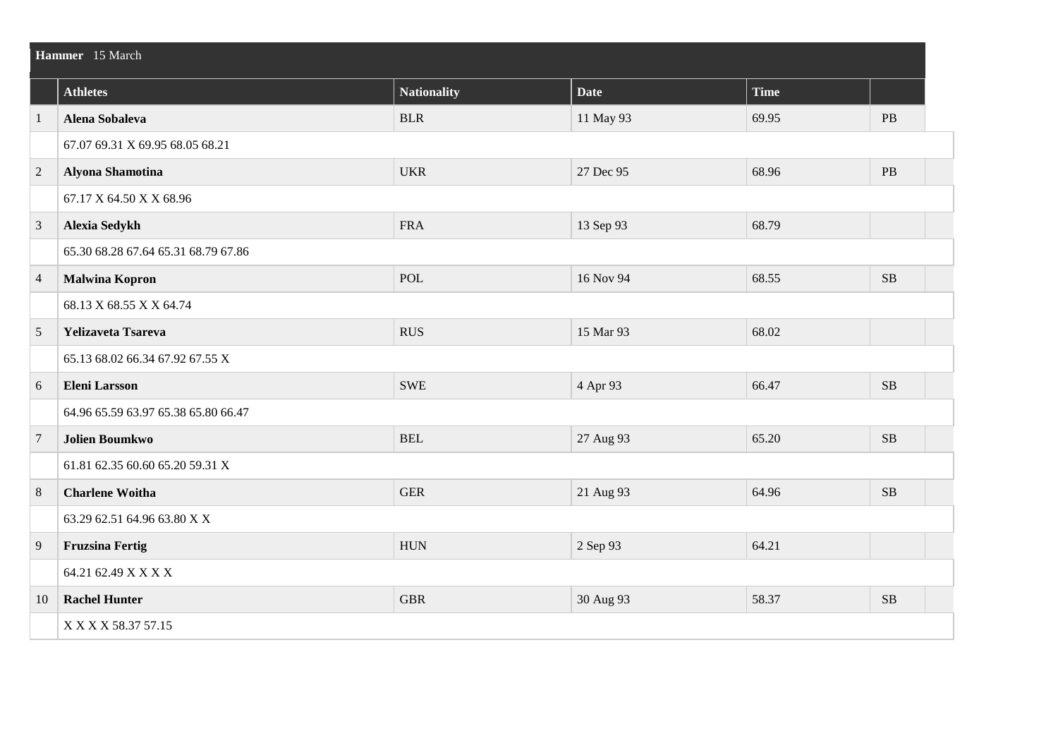**Hammer** 15 March

| | Athletes | Nationality | Date | Time | |
|---|---|---|---|---|---|
| 1 | **Alena Sobaleva** | BLR | 11 May 93 | 69.95 | PB |
| | 67.07 69.31 X 69.95 68.05 68.21 | | | | |
| 2 | **Alyona Shamotina** | UKR | 27 Dec 95 | 68.96 | PB |
| | 67.17 X 64.50 X X 68.96 | | | | |
| 3 | **Alexia Sedykh** | FRA | 13 Sep 93 | 68.79 | |
| | 65.30 68.28 67.64 65.31 68.79 67.86 | | | | |
| 4 | **Malwina Kopron** | POL | 16 Nov 94 | 68.55 | SB |
| | 68.13 X 68.55 X X 64.74 | | | | |
| 5 | **Yelizaveta Tsareva** | RUS | 15 Mar 93 | 68.02 | |
| | 65.13 68.02 66.34 67.92 67.55 X | | | | |
| 6 | **Eleni Larsson** | SWE | 4 Apr 93 | 66.47 | SB |
| | 64.96 65.59 63.97 65.38 65.80 66.47 | | | | |
| 7 | **Jolien Boumkwo** | BEL | 27 Aug 93 | 65.20 | SB |
| | 61.81 62.35 60.60 65.20 59.31 X | | | | |
| 8 | **Charlene Woitha** | GER | 21 Aug 93 | 64.96 | SB |
| | 63.29 62.51 64.96 63.80 X X | | | | |
| 9 | **Fruzsina Fertig** | HUN | 2 Sep 93 | 64.21 | |
| | 64.21 62.49 X X X X | | | | |
| 10 | **Rachel Hunter** | GBR | 30 Aug 93 | 58.37 | SB |
| | X X X X 58.37 57.15 | | | | |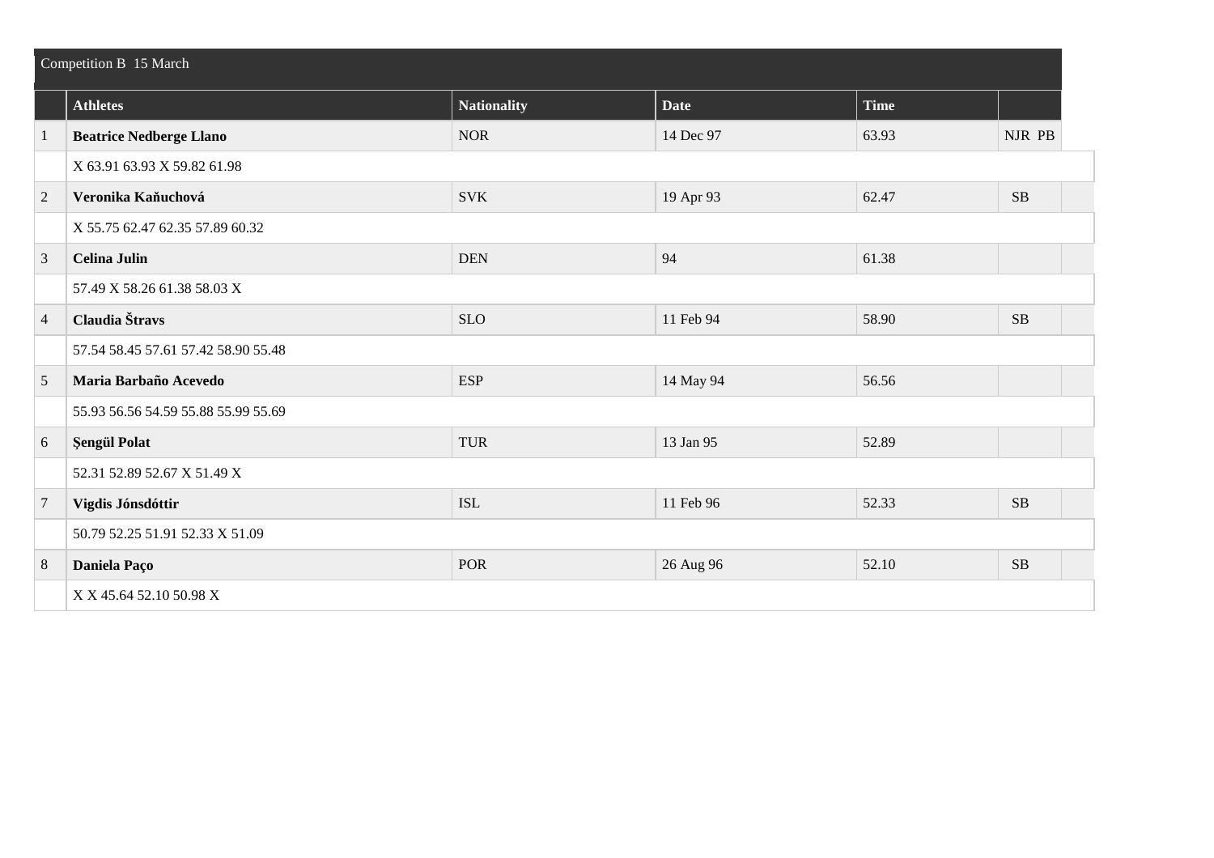| Competition B 15 March | | | | | |
|---|---|---|---|---|---|
| | **Athletes** | **Nationality** | **Date** | **Time** | |
| 1 | **Beatrice Nedberge Llano** | NOR | 14 Dec 97 | 63.93 | NJR PB |
| | X 63.91 63.93 X 59.82 61.98 | | | | |
| 2 | **Veronika Kaňuchová** | SVK | 19 Apr 93 | 62.47 | SB |
| | X 55.75 62.47 62.35 57.89 60.32 | | | | |
| 3 | **Celina Julin** | DEN | 94 | 61.38 | |
| | 57.49 X 58.26 61.38 58.03 X | | | | |
| 4 | **Claudia Štravs** | SLO | 11 Feb 94 | 58.90 | SB |
| | 57.54 58.45 57.61 57.42 58.90 55.48 | | | | |
| 5 | **Maria Barbaño Acevedo** | ESP | 14 May 94 | 56.56 | |
| | 55.93 56.56 54.59 55.88 55.99 55.69 | | | | |
| 6 | **Şengül Polat** | TUR | 13 Jan 95 | 52.89 | |
| | 52.31 52.89 52.67 X 51.49 X | | | | |
| 7 | **Vigdis Jónsdóttir** | ISL | 11 Feb 96 | 52.33 | SB |
| | 50.79 52.25 51.91 52.33 X 51.09 | | | | |
| 8 | **Daniela Paço** | POR | 26 Aug 96 | 52.10 | SB |
| | X X 45.64 52.10 50.98 X | | | | |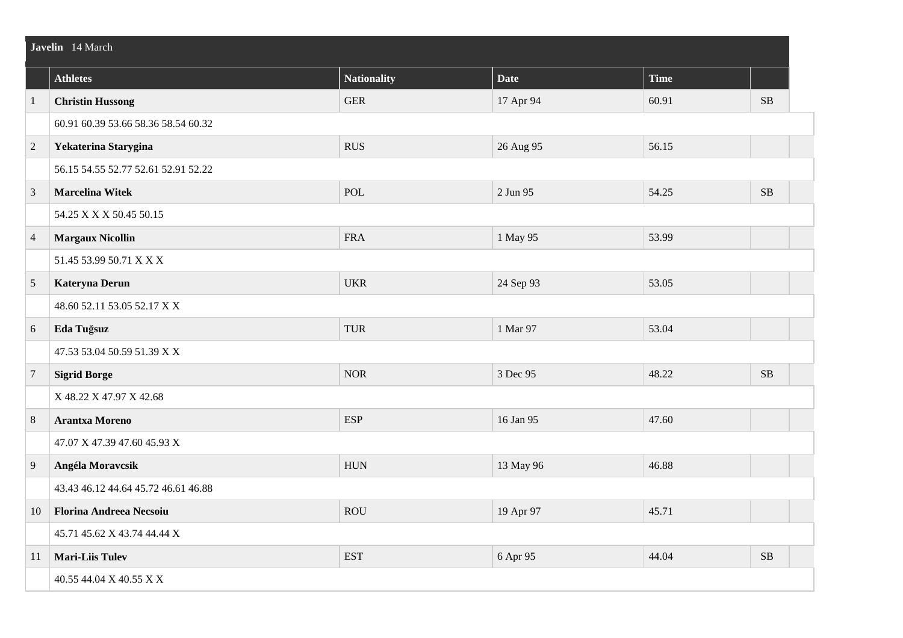| **Javelin** 14 March | | | | | |
|---|---|---|---|---|---|
| | **Athletes** | **Nationality** | **Date** | **Time** | |
| 1 | **Christin Hussong** | GER | 17 Apr 94 | 60.91 | SB |
| | 60.91 60.39 53.66 58.36 58.54 60.32 | | | | |
| 2 | **Yekaterina Starygina** | RUS | 26 Aug 95 | 56.15 | |
| | 56.15 54.55 52.77 52.61 52.91 52.22 | | | | |
| 3 | **Marcelina Witek** | POL | 2 Jun 95 | 54.25 | SB |
| | 54.25 X X X 50.45 50.15 | | | | |
| 4 | **Margaux Nicollin** | FRA | 1 May 95 | 53.99 | |
| | 51.45 53.99 50.71 X X X | | | | |
| 5 | **Kateryna Derun** | UKR | 24 Sep 93 | 53.05 | |
| | 48.60 52.11 53.05 52.17 X X | | | | |
| 6 | **Eda Tuğsuz** | TUR | 1 Mar 97 | 53.04 | |
| | 47.53 53.04 50.59 51.39 X X | | | | |
| 7 | **Sigrid Borge** | NOR | 3 Dec 95 | 48.22 | SB |
| | X 48.22 X 47.97 X 42.68 | | | | |
| 8 | **Arantxa Moreno** | ESP | 16 Jan 95 | 47.60 | |
| | 47.07 X 47.39 47.60 45.93 X | | | | |
| 9 | **Angéla Moravcsik** | HUN | 13 May 96 | 46.88 | |
| | 43.43 46.12 44.64 45.72 46.61 46.88 | | | | |
| 10 | **Florina Andreea Necsoiu** | ROU | 19 Apr 97 | 45.71 | |
| | 45.71 45.62 X 43.74 44.44 X | | | | |
| 11 | **Mari-Liis Tulev** | EST | 6 Apr 95 | 44.04 | SB |
| | 40.55 44.04 X 40.55 X X | | | | |